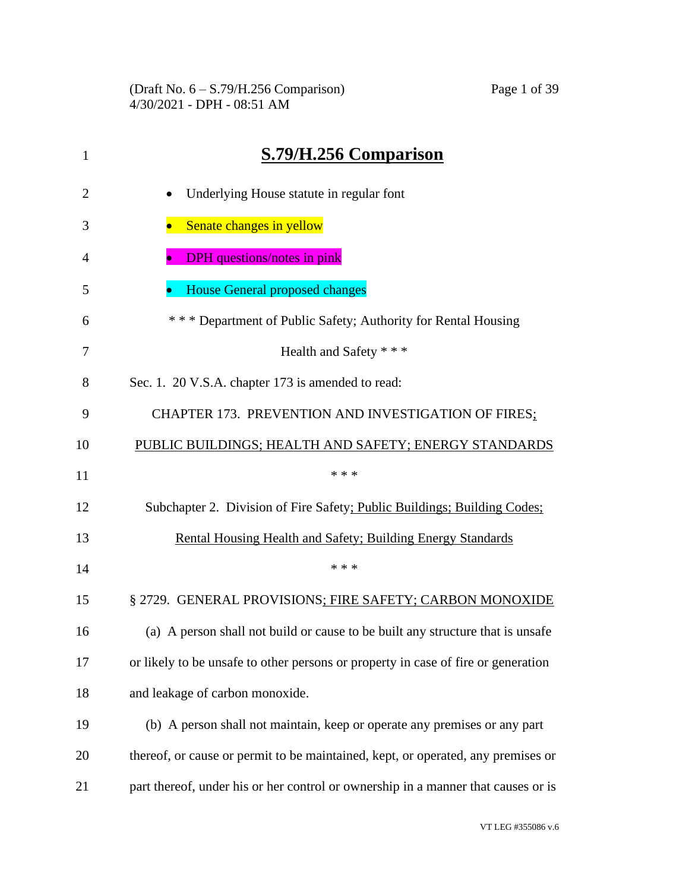# S.79/H.256 Comparison

- Underlying House statute in regular font
- Senate changes in yellow
- DPH questions/notes in pink
- House General proposed changes

\* \* \* Department of Public Safety; Authority for Rental Housing Health and Safety \* \* \*

Sec. 1. 20 V.S.A. chapter 173 is amended to read:

CHAPTER 173. PREVENTION AND INVESTIGATION OF FIRES; PUBLIC BUILDINGS; HEALTH AND SAFETY; ENERGY STANDARDS

\* \* \*

Subchapter 2. Division of Fire Safety; Public Buildings; Building Codes; Rental Housing Health and Safety; Building Energy Standards

\* \* \*

§ 2729. GENERAL PROVISIONS; FIRE SAFETY; CARBON MONOXIDE

(a) A person shall not build or cause to be built any structure that is unsafe or likely to be unsafe to other persons or property in case of fire or generation and leakage of carbon monoxide.

(b) A person shall not maintain, keep or operate any premises or any part thereof, or cause or permit to be maintained, kept, or operated, any premises or part thereof, under his or her control or ownership in a manner that causes or is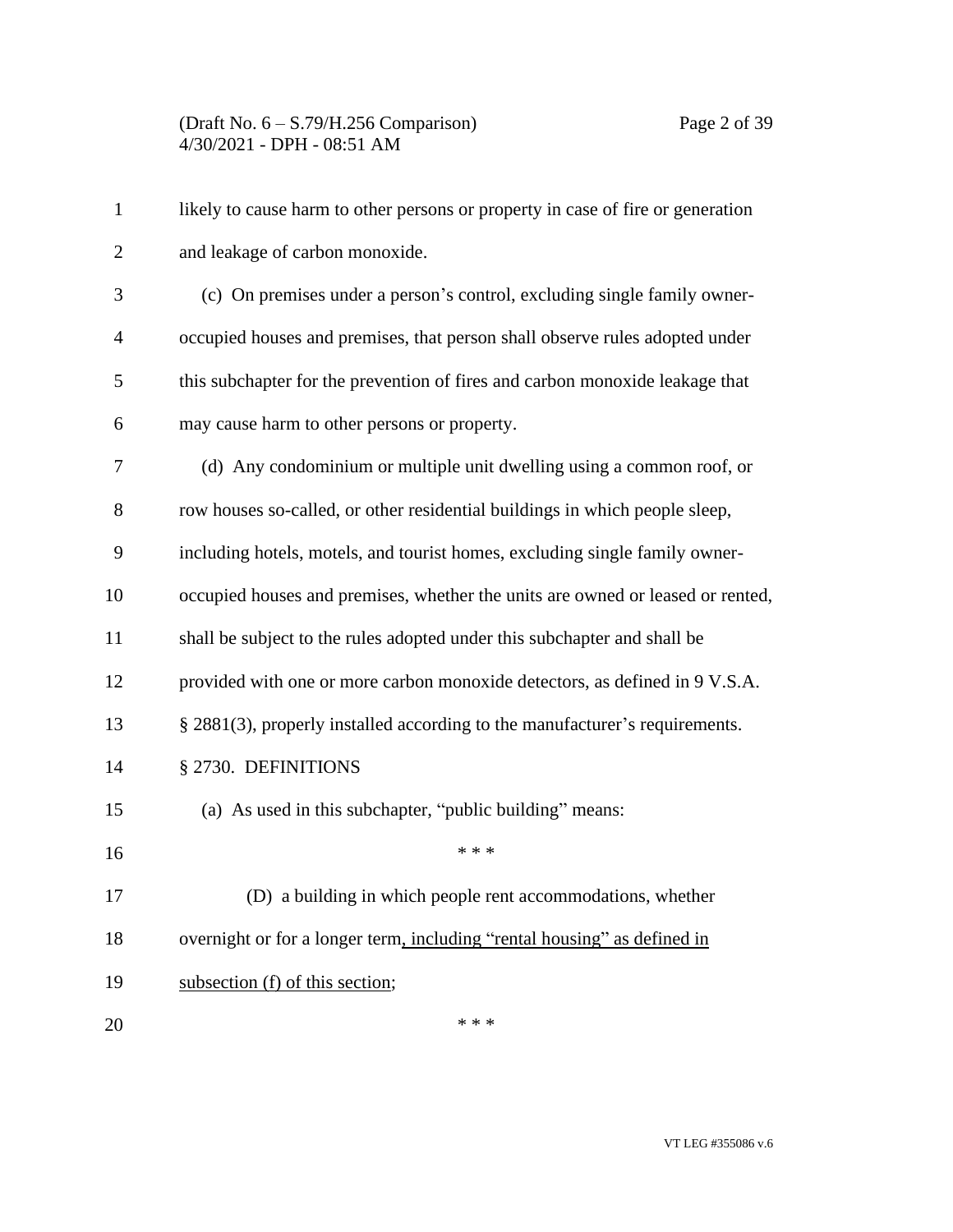likely to cause harm to other persons or property in case of fire or generation and leakage of carbon monoxide.

(c) On premises under a person's control, excluding single family owner-occupied houses and premises, that person shall observe rules adopted under this subchapter for the prevention of fires and carbon monoxide leakage that may cause harm to other persons or property.

(d) Any condominium or multiple unit dwelling using a common roof, or row houses so-called, or other residential buildings in which people sleep, including hotels, motels, and tourist homes, excluding single family owner-occupied houses and premises, whether the units are owned or leased or rented, shall be subject to the rules adopted under this subchapter and shall be provided with one or more carbon monoxide detectors, as defined in 9 V.S.A. § 2881(3), properly installed according to the manufacturer's requirements.

§ 2730. DEFINITIONS

(a) As used in this subchapter, "public building" means:

\* \* \*

(D) a building in which people rent accommodations, whether overnight or for a longer term, including "rental housing" as defined in subsection (f) of this section;

\* \* \*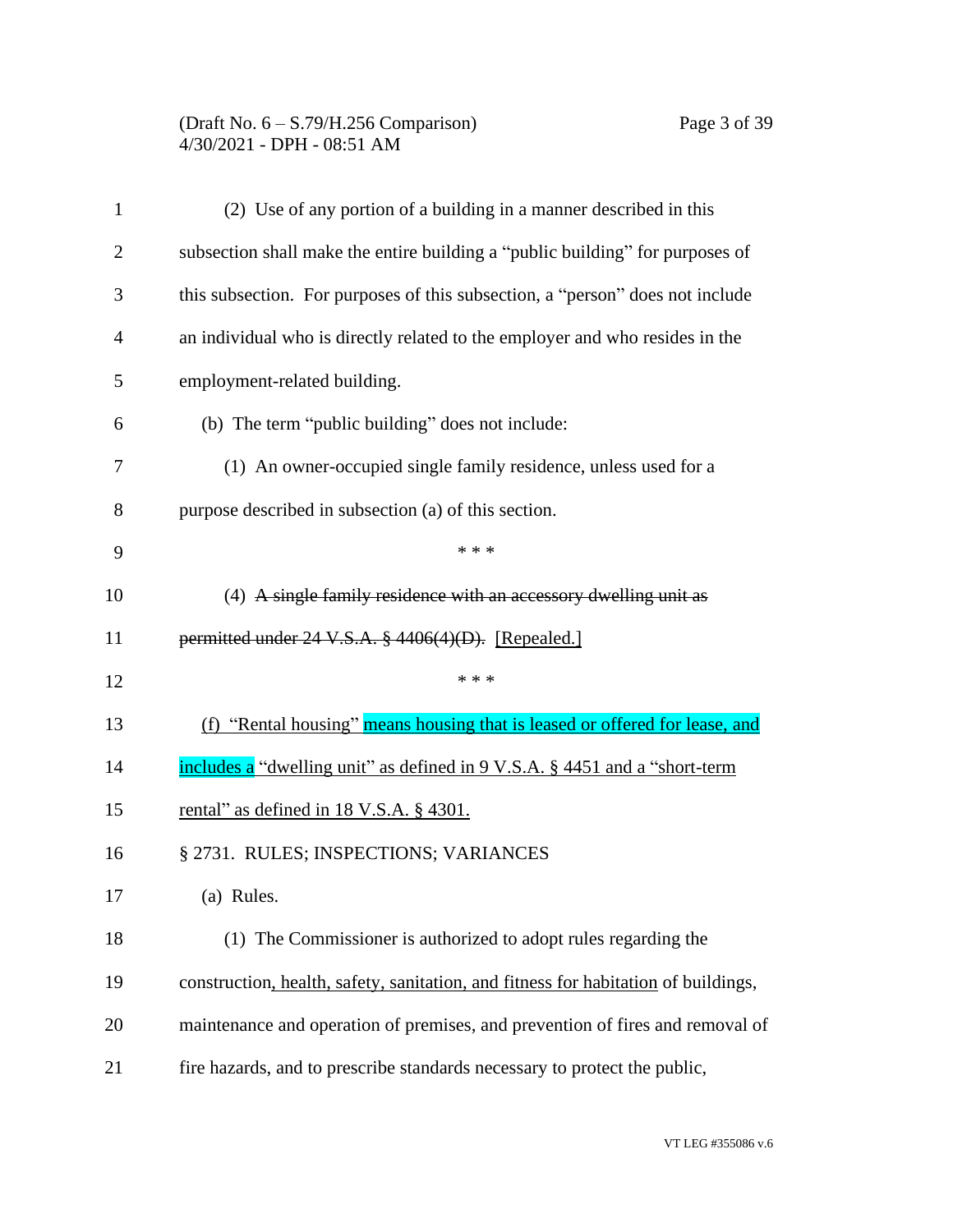(2) Use of any portion of a building in a manner described in this subsection shall make the entire building a "public building" for purposes of this subsection. For purposes of this subsection, a "person" does not include an individual who is directly related to the employer and who resides in the employment-related building.

(b) The term "public building" does not include:

(1) An owner-occupied single family residence, unless used for a purpose described in subsection (a) of this section.

\* \* \*

(4) ~~A single family residence with an accessory dwelling unit as permitted under 24 V.S.A. § 4406(4)(D).~~ [Repealed.]

\* \* \*

(f) "Rental housing" means housing that is leased or offered for lease, and includes a "dwelling unit" as defined in 9 V.S.A. § 4451 and a "short-term rental" as defined in 18 V.S.A. § 4301.

§ 2731. RULES; INSPECTIONS; VARIANCES

(a) Rules.

(1) The Commissioner is authorized to adopt rules regarding the construction, health, safety, sanitation, and fitness for habitation of buildings, maintenance and operation of premises, and prevention of fires and removal of fire hazards, and to prescribe standards necessary to protect the public,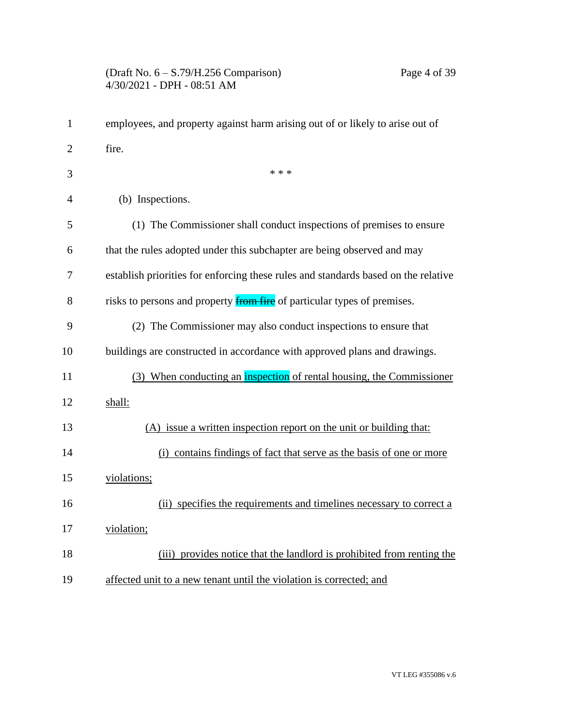employees, and property against harm arising out of or likely to arise out of fire.

\* \* \*

(b) Inspections.

(1) The Commissioner shall conduct inspections of premises to ensure that the rules adopted under this subchapter are being observed and may establish priorities for enforcing these rules and standards based on the relative risks to persons and property ~~from fire~~ of particular types of premises.

(2) The Commissioner may also conduct inspections to ensure that buildings are constructed in accordance with approved plans and drawings.

<u>(3) When conducting an inspection of rental housing, the Commissioner shall:</u>

<u>(A) issue a written inspection report on the unit or building that:</u>

<u>(i) contains findings of fact that serve as the basis of one or more violations;</u>

<u>(ii) specifies the requirements and timelines necessary to correct a violation;</u>

<u>(iii) provides notice that the landlord is prohibited from renting the affected unit to a new tenant until the violation is corrected; and</u>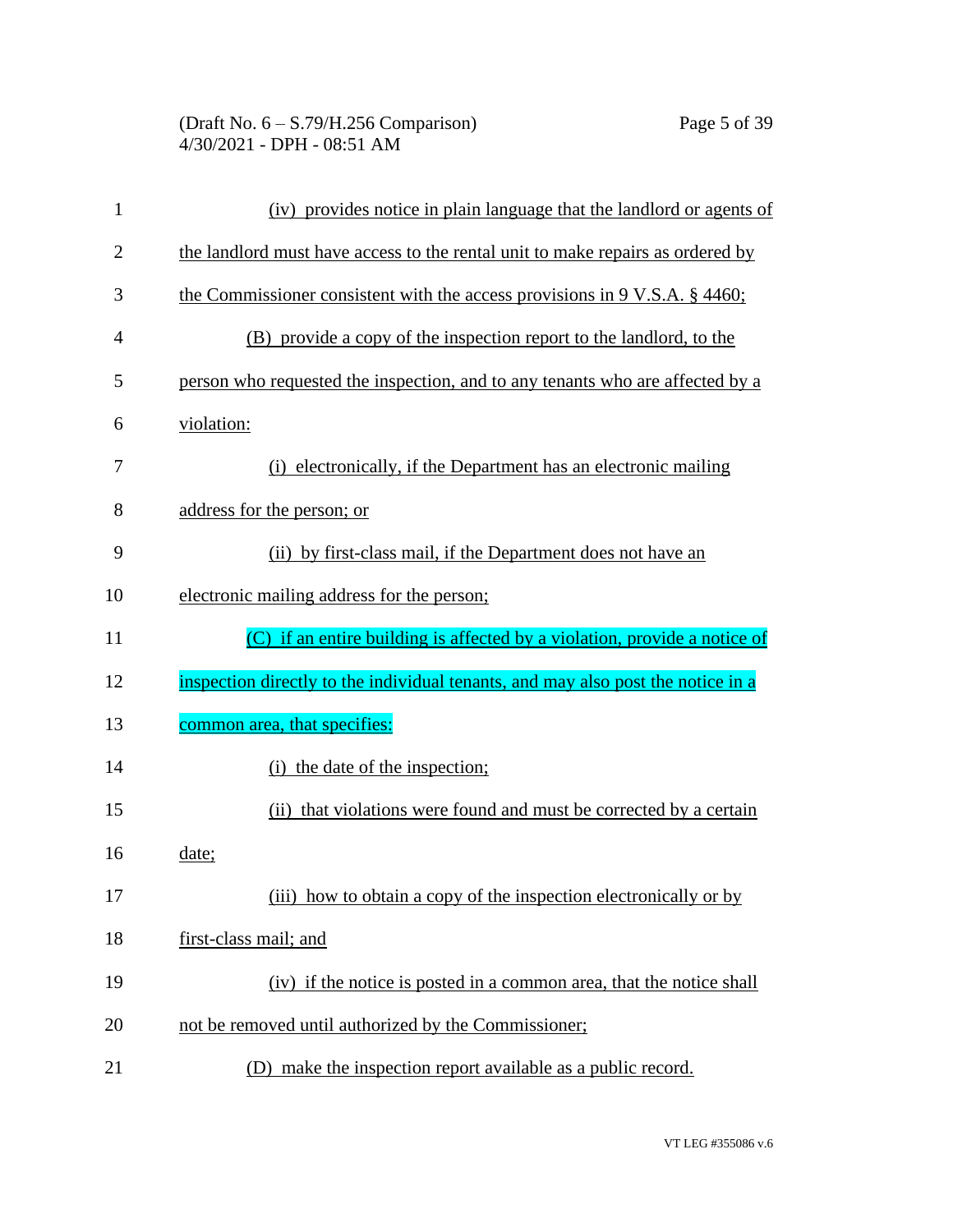(iv) provides notice in plain language that the landlord or agents of the landlord must have access to the rental unit to make repairs as ordered by the Commissioner consistent with the access provisions in 9 V.S.A. § 4460;

(B) provide a copy of the inspection report to the landlord, to the person who requested the inspection, and to any tenants who are affected by a violation:

(i) electronically, if the Department has an electronic mailing address for the person; or

(ii) by first-class mail, if the Department does not have an electronic mailing address for the person;

(C) if an entire building is affected by a violation, provide a notice of inspection directly to the individual tenants, and may also post the notice in a common area, that specifies:

(i) the date of the inspection;

(ii) that violations were found and must be corrected by a certain date;

(iii) how to obtain a copy of the inspection electronically or by first-class mail; and

(iv) if the notice is posted in a common area, that the notice shall not be removed until authorized by the Commissioner;

(D) make the inspection report available as a public record.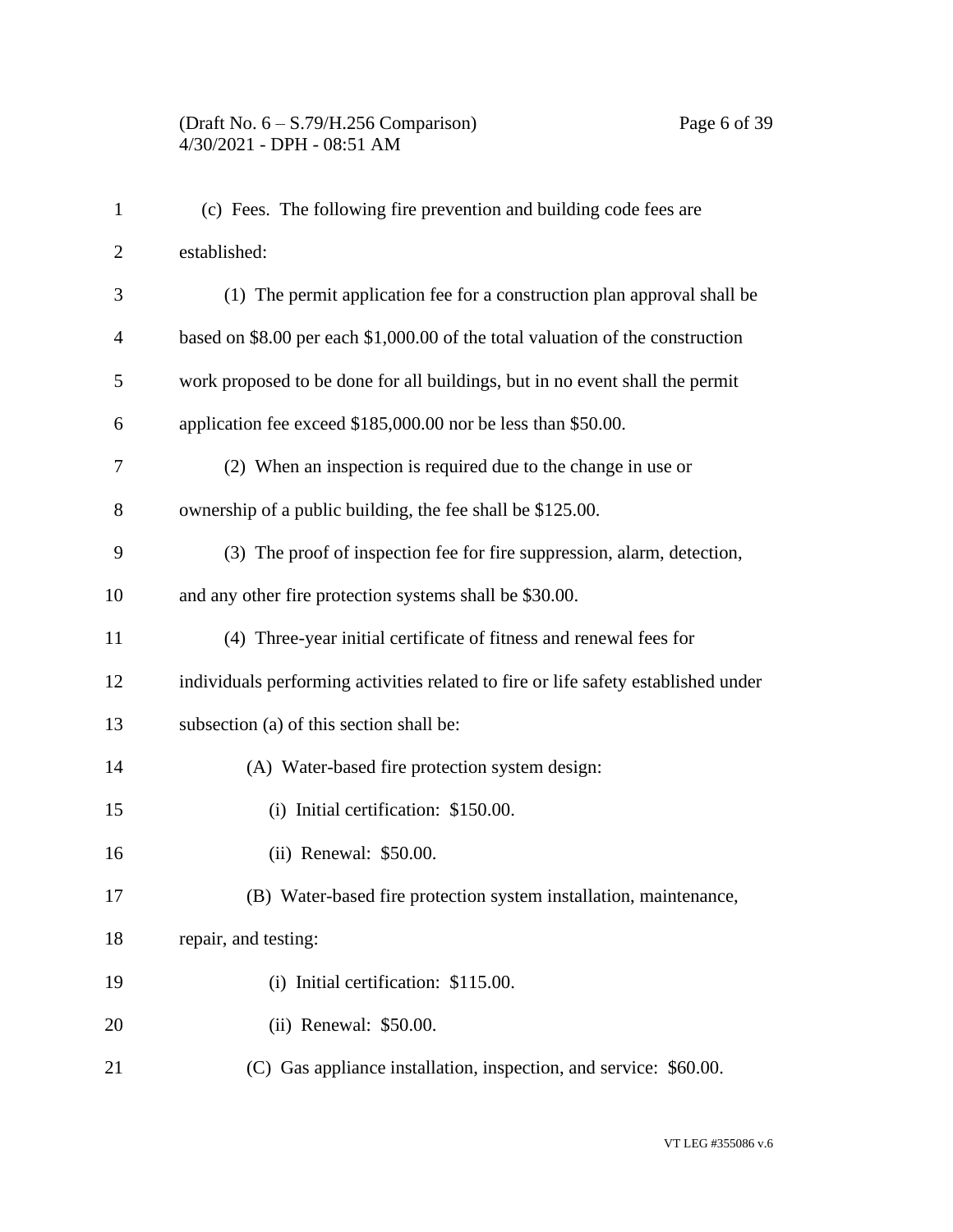(c) Fees. The following fire prevention and building code fees are established:

(1) The permit application fee for a construction plan approval shall be based on $8.00 per each $1,000.00 of the total valuation of the construction work proposed to be done for all buildings, but in no event shall the permit application fee exceed $185,000.00 nor be less than $50.00.

(2) When an inspection is required due to the change in use or ownership of a public building, the fee shall be $125.00.

(3) The proof of inspection fee for fire suppression, alarm, detection, and any other fire protection systems shall be $30.00.

(4) Three-year initial certificate of fitness and renewal fees for individuals performing activities related to fire or life safety established under subsection (a) of this section shall be:

(A) Water-based fire protection system design:

(i) Initial certification: $150.00.

(ii) Renewal: $50.00.

(B) Water-based fire protection system installation, maintenance, repair, and testing:

(i) Initial certification: $115.00.

(ii) Renewal: $50.00.

(C) Gas appliance installation, inspection, and service: $60.00.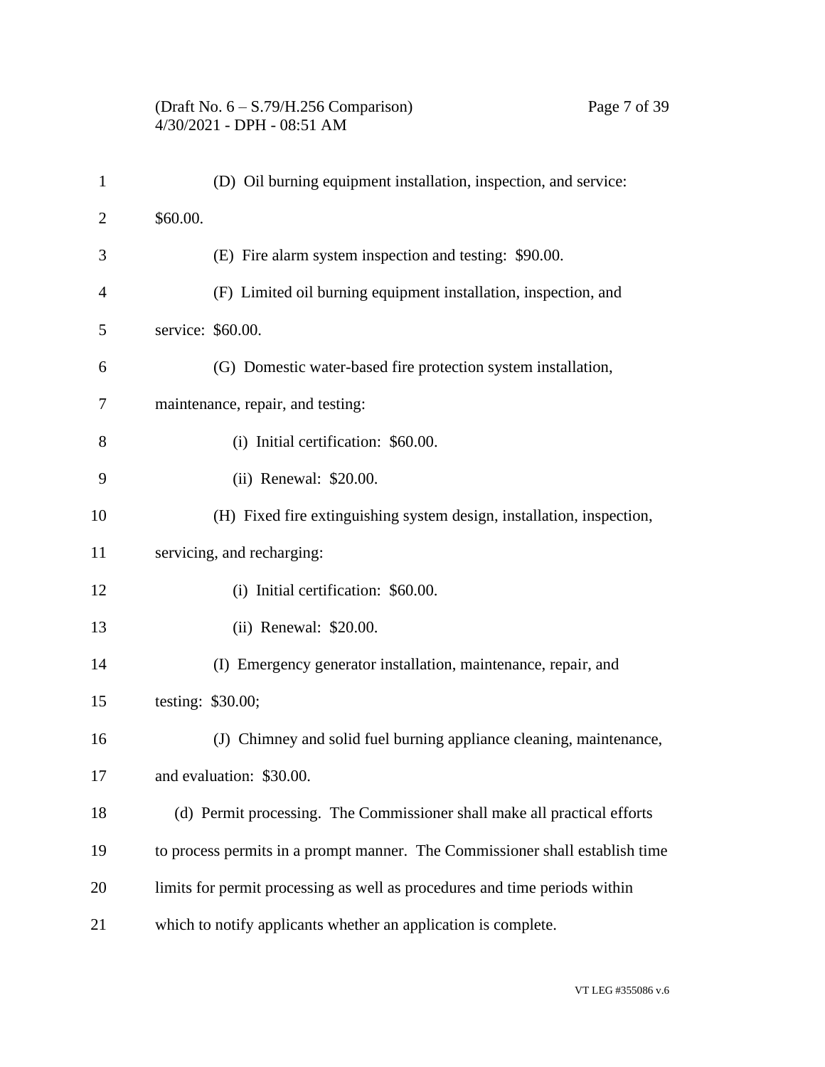(D) Oil burning equipment installation, inspection, and service: $60.00.

(E) Fire alarm system inspection and testing: $90.00.

(F) Limited oil burning equipment installation, inspection, and service: $60.00.

(G) Domestic water-based fire protection system installation, maintenance, repair, and testing:

(i) Initial certification: $60.00.

(ii) Renewal: $20.00.

(H) Fixed fire extinguishing system design, installation, inspection, servicing, and recharging:

(i) Initial certification: $60.00.

(ii) Renewal: $20.00.

(I) Emergency generator installation, maintenance, repair, and testing: $30.00;

(J) Chimney and solid fuel burning appliance cleaning, maintenance, and evaluation: $30.00.

(d) Permit processing. The Commissioner shall make all practical efforts to process permits in a prompt manner. The Commissioner shall establish time limits for permit processing as well as procedures and time periods within which to notify applicants whether an application is complete.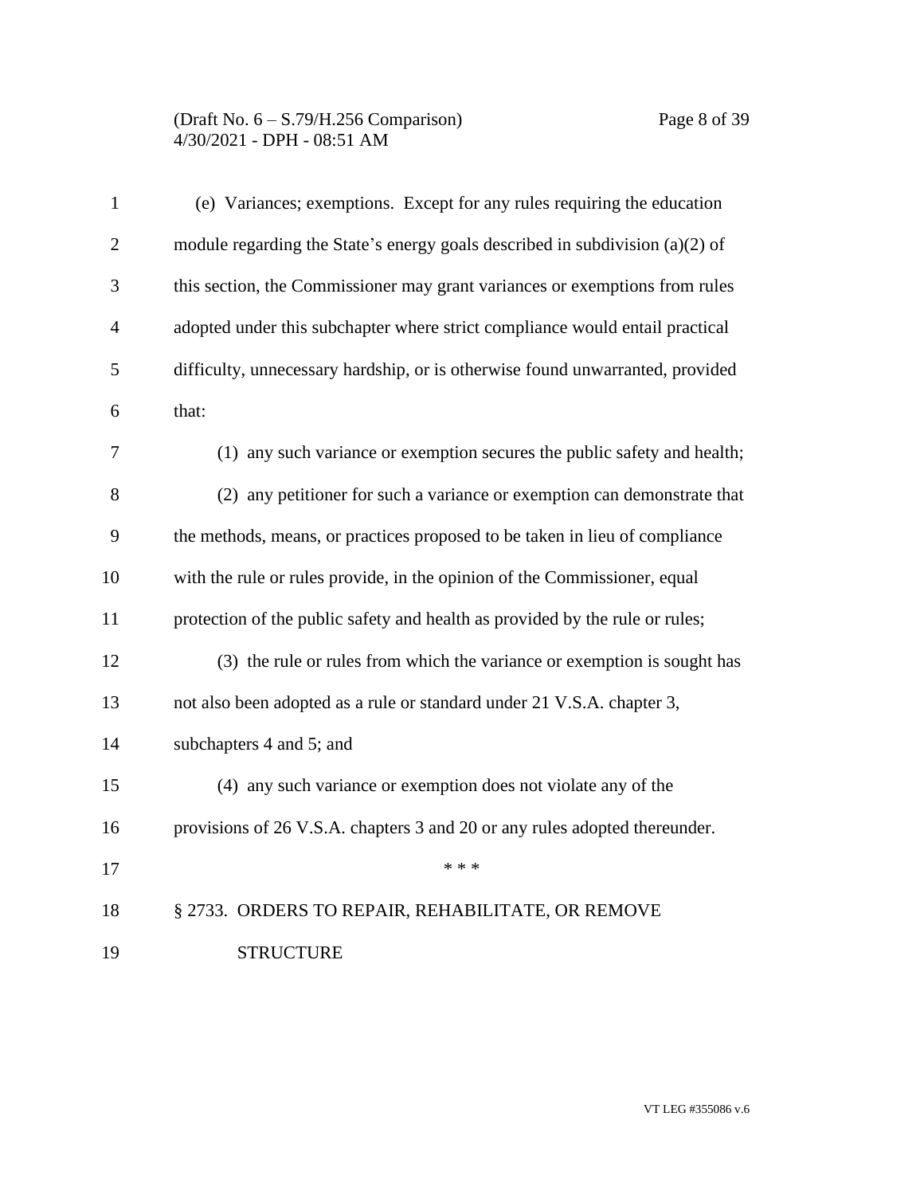(e) Variances; exemptions. Except for any rules requiring the education module regarding the State's energy goals described in subdivision (a)(2) of this section, the Commissioner may grant variances or exemptions from rules adopted under this subchapter where strict compliance would entail practical difficulty, unnecessary hardship, or is otherwise found unwarranted, provided that:

(1) any such variance or exemption secures the public safety and health;

(2) any petitioner for such a variance or exemption can demonstrate that the methods, means, or practices proposed to be taken in lieu of compliance with the rule or rules provide, in the opinion of the Commissioner, equal protection of the public safety and health as provided by the rule or rules;

(3) the rule or rules from which the variance or exemption is sought has not also been adopted as a rule or standard under 21 V.S.A. chapter 3, subchapters 4 and 5; and

(4) any such variance or exemption does not violate any of the provisions of 26 V.S.A. chapters 3 and 20 or any rules adopted thereunder.

\* \* \*

§ 2733. ORDERS TO REPAIR, REHABILITATE, OR REMOVE STRUCTURE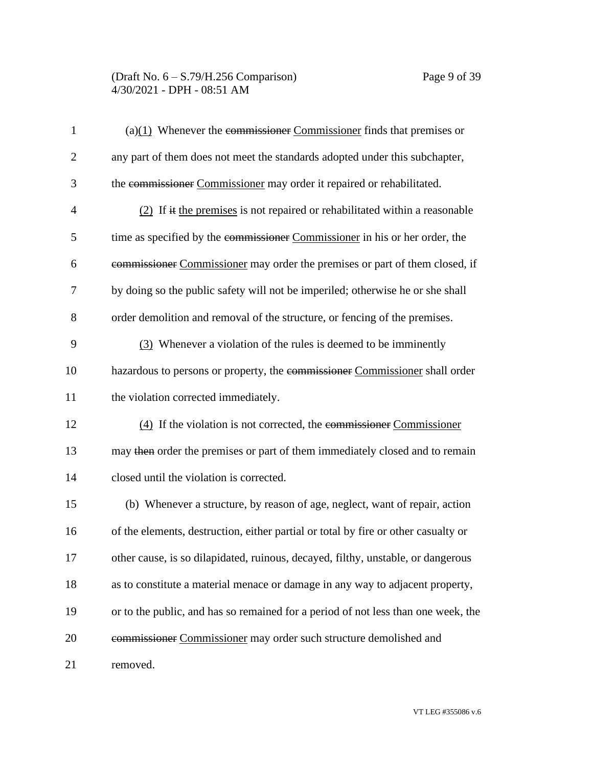(a)(1) Whenever the ~~commissioner~~ Commissioner finds that premises or any part of them does not meet the standards adopted under this subchapter, the ~~commissioner~~ Commissioner may order it repaired or rehabilitated.

(2) If ~~it~~ the premises is not repaired or rehabilitated within a reasonable time as specified by the ~~commissioner~~ Commissioner in his or her order, the ~~commissioner~~ Commissioner may order the premises or part of them closed, if by doing so the public safety will not be imperiled; otherwise he or she shall order demolition and removal of the structure, or fencing of the premises.

(3) Whenever a violation of the rules is deemed to be imminently hazardous to persons or property, the ~~commissioner~~ Commissioner shall order the violation corrected immediately.

(4) If the violation is not corrected, the ~~commissioner~~ Commissioner may ~~then~~ order the premises or part of them immediately closed and to remain closed until the violation is corrected.

(b) Whenever a structure, by reason of age, neglect, want of repair, action of the elements, destruction, either partial or total by fire or other casualty or other cause, is so dilapidated, ruinous, decayed, filthy, unstable, or dangerous as to constitute a material menace or damage in any way to adjacent property, or to the public, and has so remained for a period of not less than one week, the ~~commissioner~~ Commissioner may order such structure demolished and removed.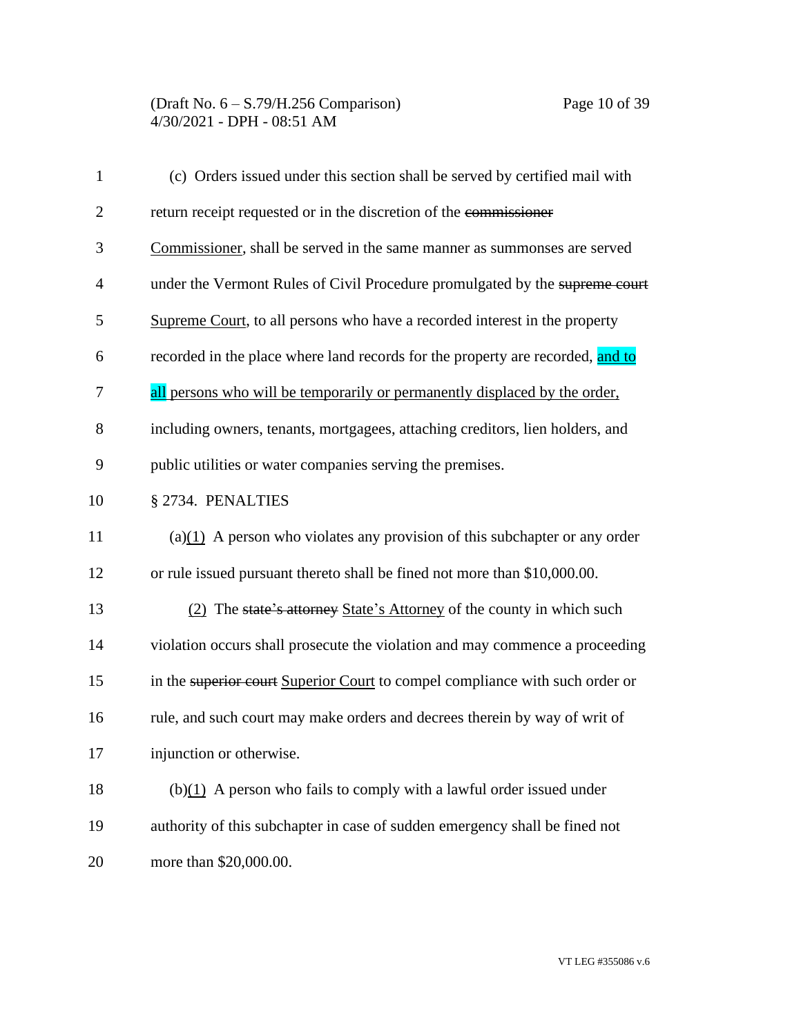(c) Orders issued under this section shall be served by certified mail with return receipt requested or in the discretion of the ~~commissioner~~ Commissioner, shall be served in the same manner as summonses are served under the Vermont Rules of Civil Procedure promulgated by the ~~supreme court~~ Supreme Court, to all persons who have a recorded interest in the property recorded in the place where land records for the property are recorded, and to all persons who will be temporarily or permanently displaced by the order, including owners, tenants, mortgagees, attaching creditors, lien holders, and public utilities or water companies serving the premises.

§ 2734. PENALTIES

(a)(1) A person who violates any provision of this subchapter or any order or rule issued pursuant thereto shall be fined not more than $10,000.00.

(2) The ~~state's attorney~~ State's Attorney of the county in which such violation occurs shall prosecute the violation and may commence a proceeding in the ~~superior court~~ Superior Court to compel compliance with such order or rule, and such court may make orders and decrees therein by way of writ of injunction or otherwise.

(b)(1) A person who fails to comply with a lawful order issued under authority of this subchapter in case of sudden emergency shall be fined not more than $20,000.00.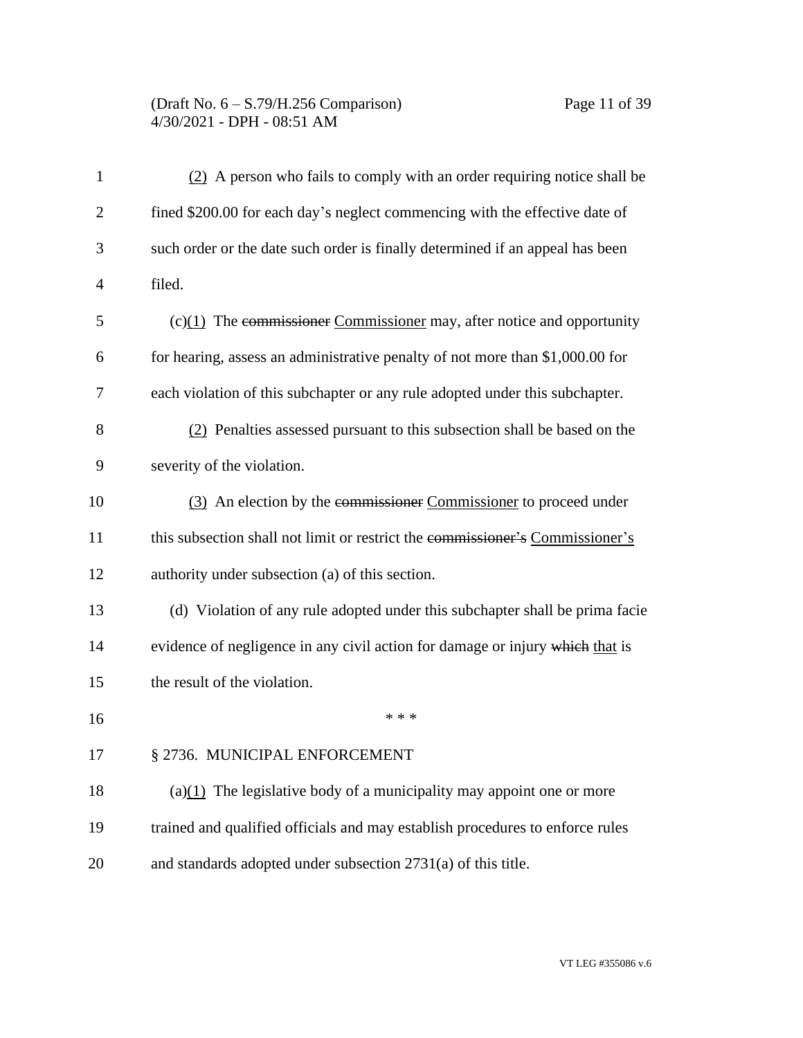(2) A person who fails to comply with an order requiring notice shall be fined $200.00 for each day's neglect commencing with the effective date of such order or the date such order is finally determined if an appeal has been filed.

(c)(1) The ~~commissioner~~ Commissioner may, after notice and opportunity for hearing, assess an administrative penalty of not more than $1,000.00 for each violation of this subchapter or any rule adopted under this subchapter.

(2) Penalties assessed pursuant to this subsection shall be based on the severity of the violation.

(3) An election by the ~~commissioner~~ Commissioner to proceed under this subsection shall not limit or restrict the ~~commissioner's~~ Commissioner's authority under subsection (a) of this section.

(d) Violation of any rule adopted under this subchapter shall be prima facie evidence of negligence in any civil action for damage or injury ~~which~~ that is the result of the violation.

\* \* \*

§ 2736. MUNICIPAL ENFORCEMENT

(a)(1) The legislative body of a municipality may appoint one or more trained and qualified officials and may establish procedures to enforce rules and standards adopted under subsection 2731(a) of this title.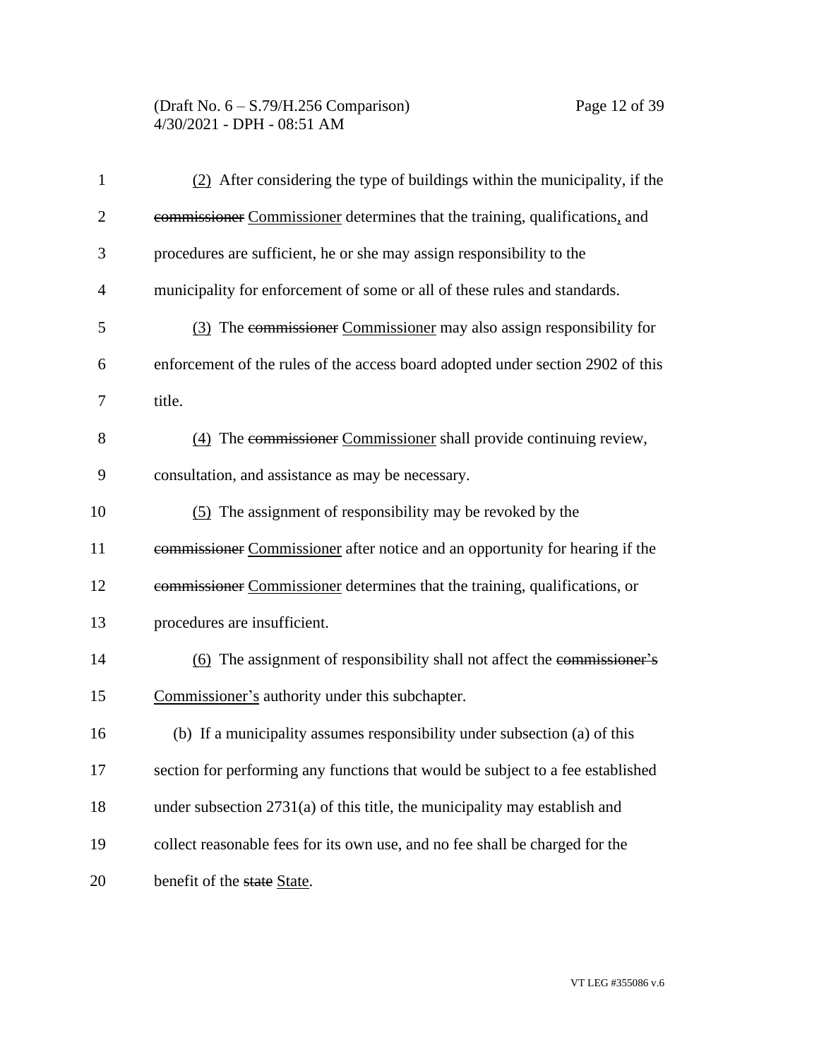(2) After considering the type of buildings within the municipality, if the ~~commissioner~~ Commissioner determines that the training, qualifications, and procedures are sufficient, he or she may assign responsibility to the municipality for enforcement of some or all of these rules and standards.

(3) The ~~commissioner~~ Commissioner may also assign responsibility for enforcement of the rules of the access board adopted under section 2902 of this title.

(4) The ~~commissioner~~ Commissioner shall provide continuing review, consultation, and assistance as may be necessary.

(5) The assignment of responsibility may be revoked by the ~~commissioner~~ Commissioner after notice and an opportunity for hearing if the ~~commissioner~~ Commissioner determines that the training, qualifications, or procedures are insufficient.

(6) The assignment of responsibility shall not affect the ~~commissioner's~~ Commissioner's authority under this subchapter.

(b) If a municipality assumes responsibility under subsection (a) of this section for performing any functions that would be subject to a fee established under subsection 2731(a) of this title, the municipality may establish and collect reasonable fees for its own use, and no fee shall be charged for the benefit of the ~~state~~ State.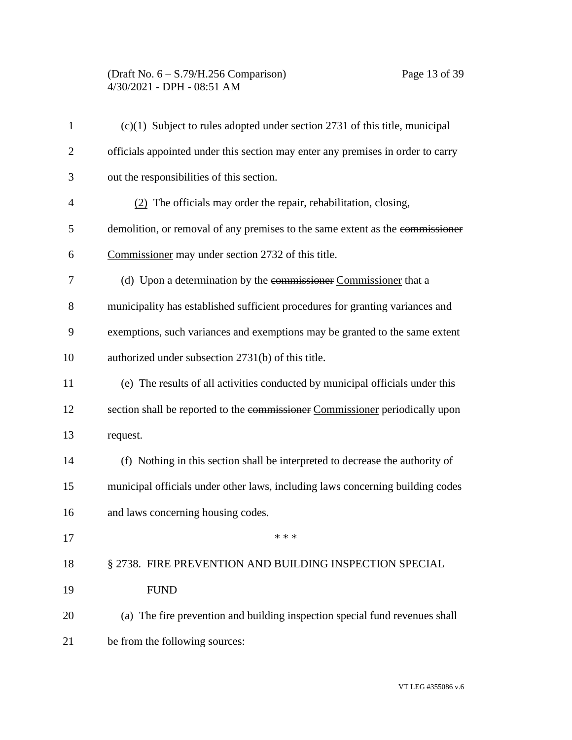(c)(1) Subject to rules adopted under section 2731 of this title, municipal officials appointed under this section may enter any premises in order to carry out the responsibilities of this section.

(2) The officials may order the repair, rehabilitation, closing, demolition, or removal of any premises to the same extent as the ~~commissioner~~ Commissioner may under section 2732 of this title.

(d) Upon a determination by the ~~commissioner~~ Commissioner that a municipality has established sufficient procedures for granting variances and exemptions, such variances and exemptions may be granted to the same extent authorized under subsection 2731(b) of this title.

(e) The results of all activities conducted by municipal officials under this section shall be reported to the ~~commissioner~~ Commissioner periodically upon request.

(f) Nothing in this section shall be interpreted to decrease the authority of municipal officials under other laws, including laws concerning building codes and laws concerning housing codes.

\* \* \*

§ 2738. FIRE PREVENTION AND BUILDING INSPECTION SPECIAL FUND

(a) The fire prevention and building inspection special fund revenues shall be from the following sources: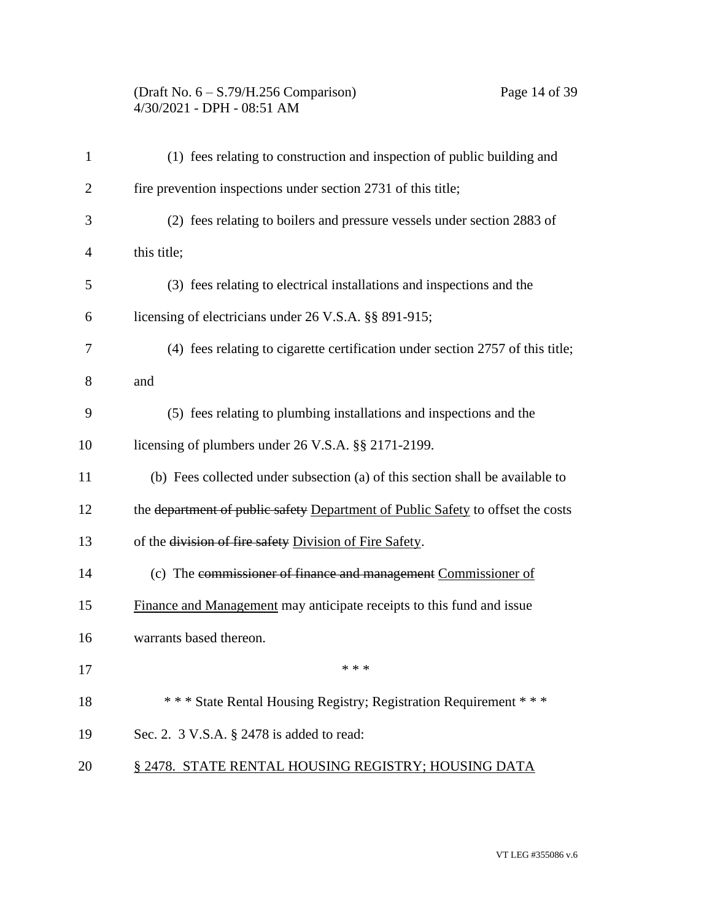(1) fees relating to construction and inspection of public building and fire prevention inspections under section 2731 of this title;

(2) fees relating to boilers and pressure vessels under section 2883 of this title;

(3) fees relating to electrical installations and inspections and the licensing of electricians under 26 V.S.A. §§ 891-915;

(4) fees relating to cigarette certification under section 2757 of this title; and

(5) fees relating to plumbing installations and inspections and the licensing of plumbers under 26 V.S.A. §§ 2171-2199.

(b) Fees collected under subsection (a) of this section shall be available to the ~~department of public safety~~ Department of Public Safety to offset the costs of the ~~division of fire safety~~ Division of Fire Safety.

(c) The ~~commissioner of finance and management~~ Commissioner of Finance and Management may anticipate receipts to this fund and issue warrants based thereon.

\* \* \*

\* \* \* State Rental Housing Registry; Registration Requirement \* \* \*

Sec. 2. 3 V.S.A. § 2478 is added to read:

§ 2478. STATE RENTAL HOUSING REGISTRY; HOUSING DATA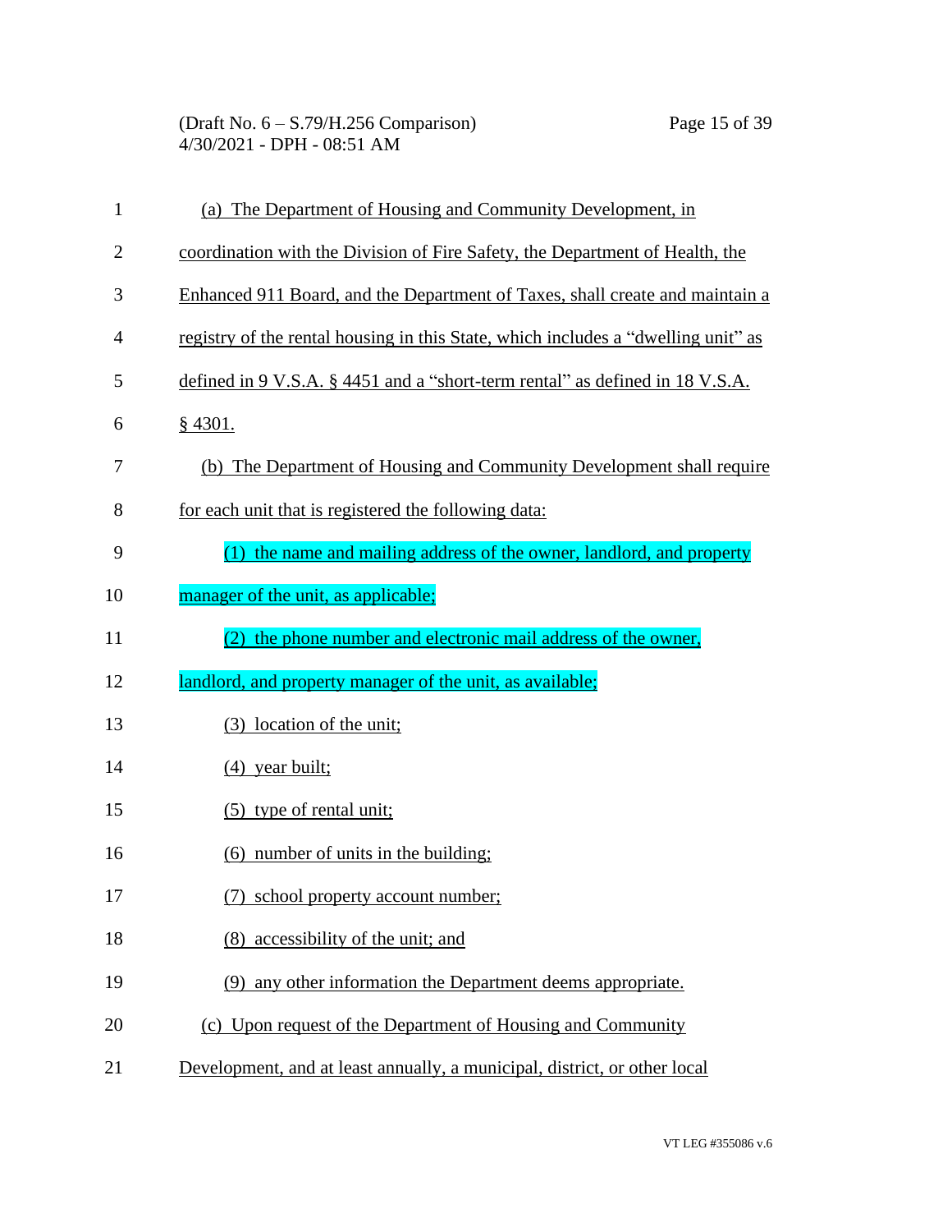(a) The Department of Housing and Community Development, in coordination with the Division of Fire Safety, the Department of Health, the Enhanced 911 Board, and the Department of Taxes, shall create and maintain a registry of the rental housing in this State, which includes a "dwelling unit" as defined in 9 V.S.A. § 4451 and a "short-term rental" as defined in 18 V.S.A. § 4301.

(b) The Department of Housing and Community Development shall require for each unit that is registered the following data:

(1) the name and mailing address of the owner, landlord, and property manager of the unit, as applicable;

(2) the phone number and electronic mail address of the owner, landlord, and property manager of the unit, as available;

(3) location of the unit;

(4) year built;

(5) type of rental unit;

(6) number of units in the building;

(7) school property account number;

(8) accessibility of the unit; and

(9) any other information the Department deems appropriate.

(c) Upon request of the Department of Housing and Community Development, and at least annually, a municipal, district, or other local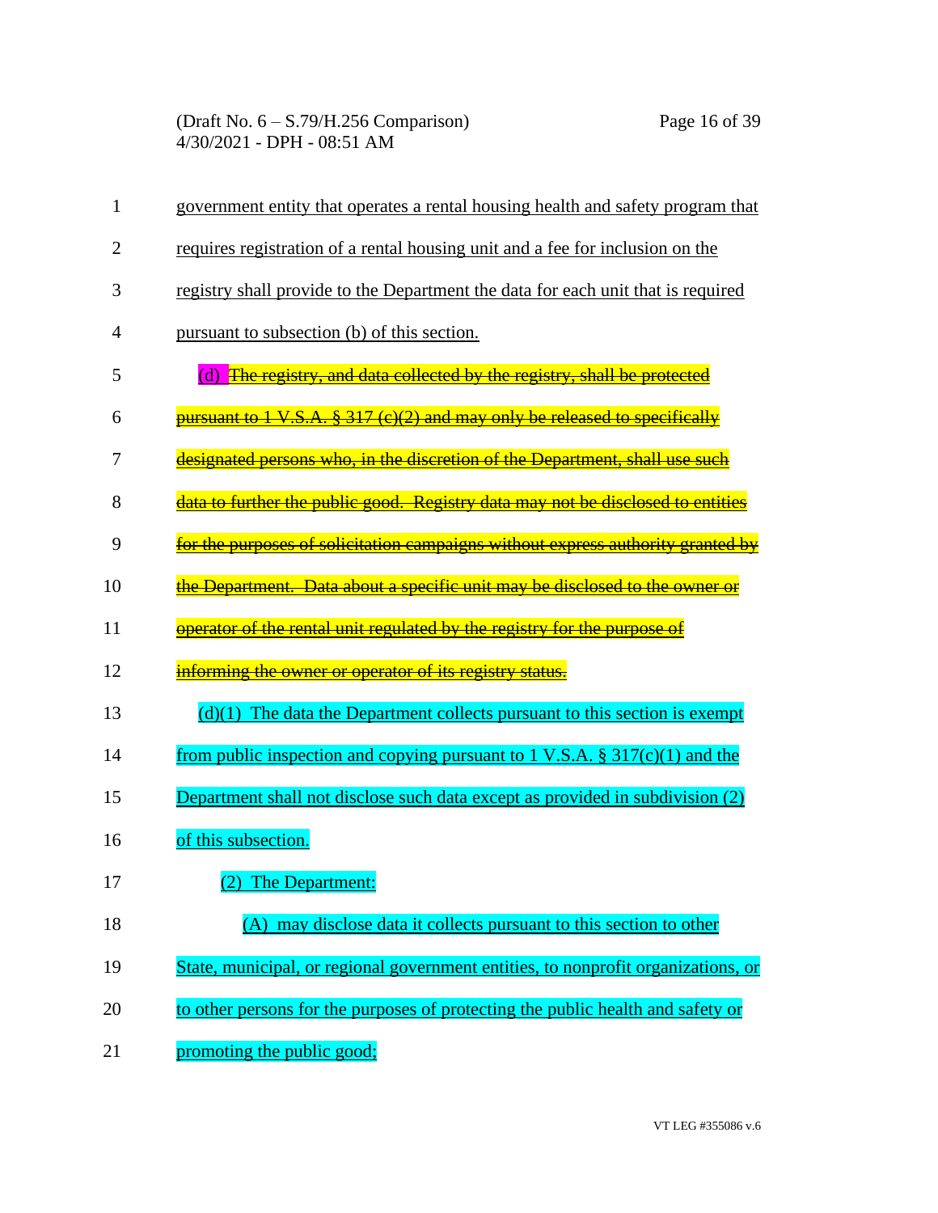government entity that operates a rental housing health and safety program that requires registration of a rental housing unit and a fee for inclusion on the registry shall provide to the Department the data for each unit that is required pursuant to subsection (b) of this section.

~~(d) The registry, and data collected by the registry, shall be protected pursuant to 1 V.S.A. § 317 (c)(2) and may only be released to specifically designated persons who, in the discretion of the Department, shall use such data to further the public good. Registry data may not be disclosed to entities for the purposes of solicitation campaigns without express authority granted by the Department. Data about a specific unit may be disclosed to the owner or operator of the rental unit regulated by the registry for the purpose of informing the owner or operator of its registry status.~~

(d)(1) The data the Department collects pursuant to this section is exempt from public inspection and copying pursuant to 1 V.S.A. § 317(c)(1) and the Department shall not disclose such data except as provided in subdivision (2) of this subsection.

(2) The Department:

(A) may disclose data it collects pursuant to this section to other State, municipal, or regional government entities, to nonprofit organizations, or to other persons for the purposes of protecting the public health and safety or promoting the public good;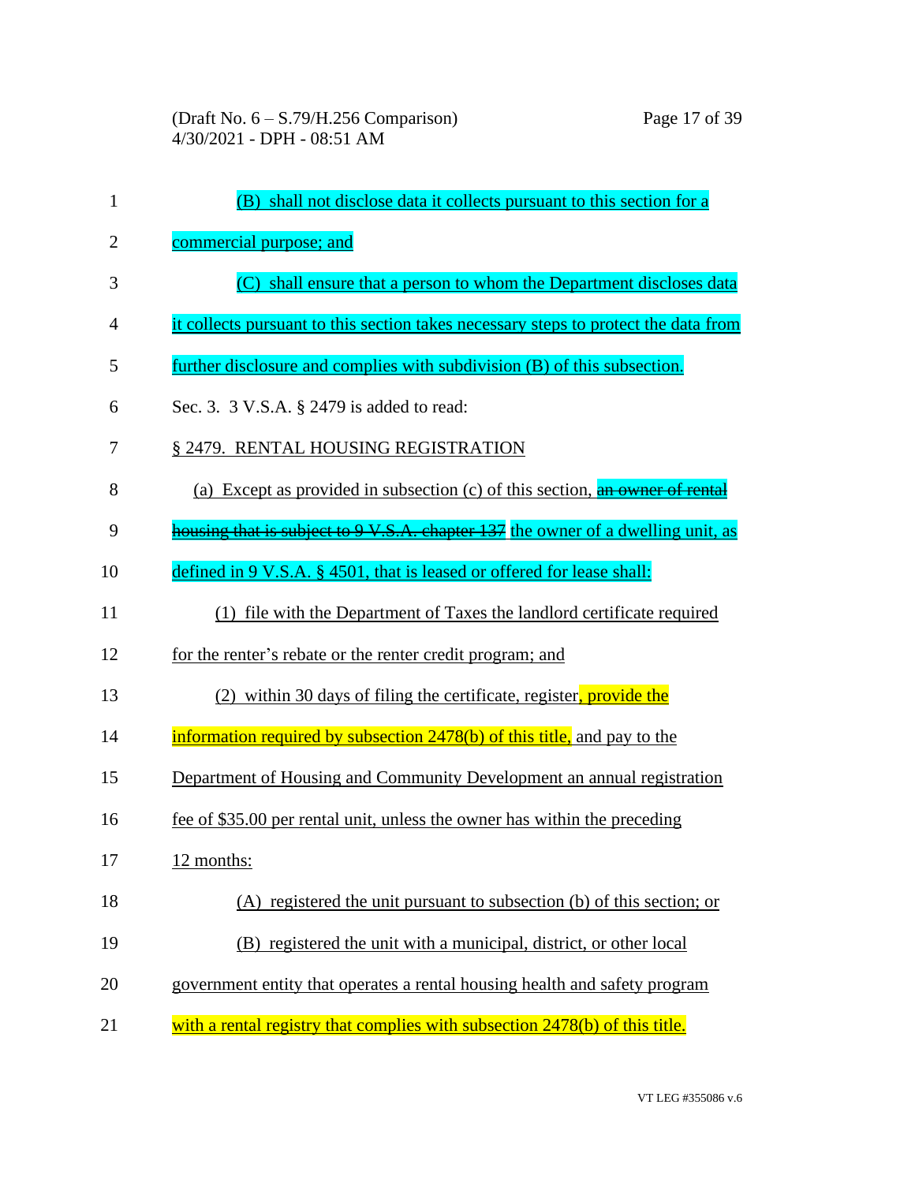(B) shall not disclose data it collects pursuant to this section for a commercial purpose; and

(C) shall ensure that a person to whom the Department discloses data it collects pursuant to this section takes necessary steps to protect the data from further disclosure and complies with subdivision (B) of this subsection.

Sec. 3. 3 V.S.A. § 2479 is added to read:

§ 2479. RENTAL HOUSING REGISTRATION

(a) Except as provided in subsection (c) of this section, ~~an owner of rental housing that is subject to 9 V.S.A. chapter 137~~ the owner of a dwelling unit, as defined in 9 V.S.A. § 4501, that is leased or offered for lease shall:

(1) file with the Department of Taxes the landlord certificate required for the renter's rebate or the renter credit program; and

(2) within 30 days of filing the certificate, register, provide the information required by subsection 2478(b) of this title, and pay to the Department of Housing and Community Development an annual registration fee of $35.00 per rental unit, unless the owner has within the preceding 12 months:

(A) registered the unit pursuant to subsection (b) of this section; or

(B) registered the unit with a municipal, district, or other local government entity that operates a rental housing health and safety program with a rental registry that complies with subsection 2478(b) of this title.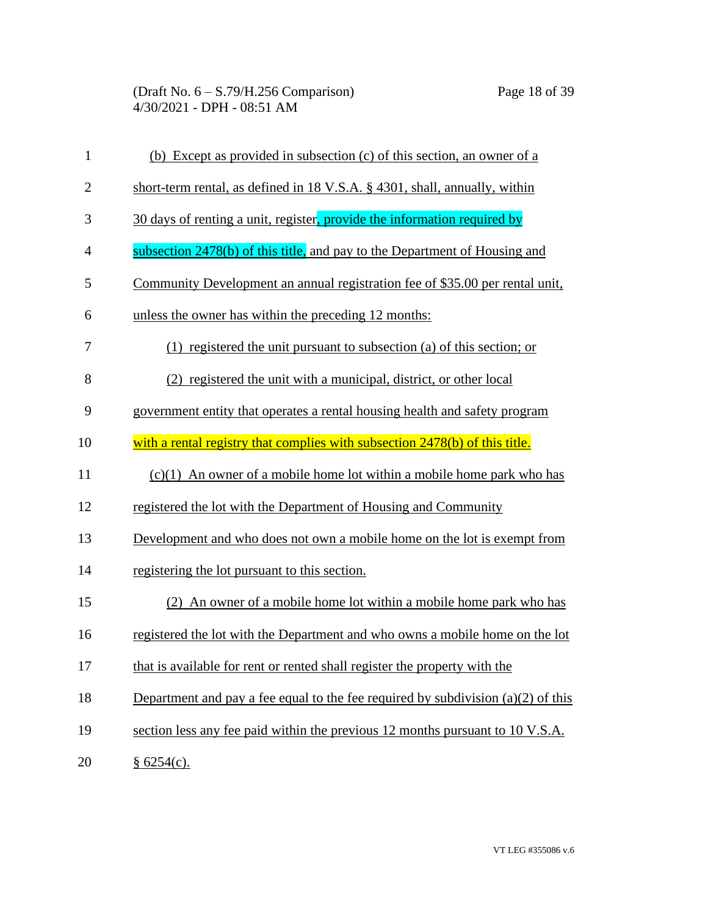(b) Except as provided in subsection (c) of this section, an owner of a short-term rental, as defined in 18 V.S.A. § 4301, shall, annually, within 30 days of renting a unit, register, provide the information required by subsection 2478(b) of this title, and pay to the Department of Housing and Community Development an annual registration fee of $35.00 per rental unit, unless the owner has within the preceding 12 months:

(1) registered the unit pursuant to subsection (a) of this section; or

(2) registered the unit with a municipal, district, or other local government entity that operates a rental housing health and safety program with a rental registry that complies with subsection 2478(b) of this title.

(c)(1) An owner of a mobile home lot within a mobile home park who has registered the lot with the Department of Housing and Community Development and who does not own a mobile home on the lot is exempt from registering the lot pursuant to this section.

(2) An owner of a mobile home lot within a mobile home park who has registered the lot with the Department and who owns a mobile home on the lot that is available for rent or rented shall register the property with the Department and pay a fee equal to the fee required by subdivision (a)(2) of this section less any fee paid within the previous 12 months pursuant to 10 V.S.A. § 6254(c).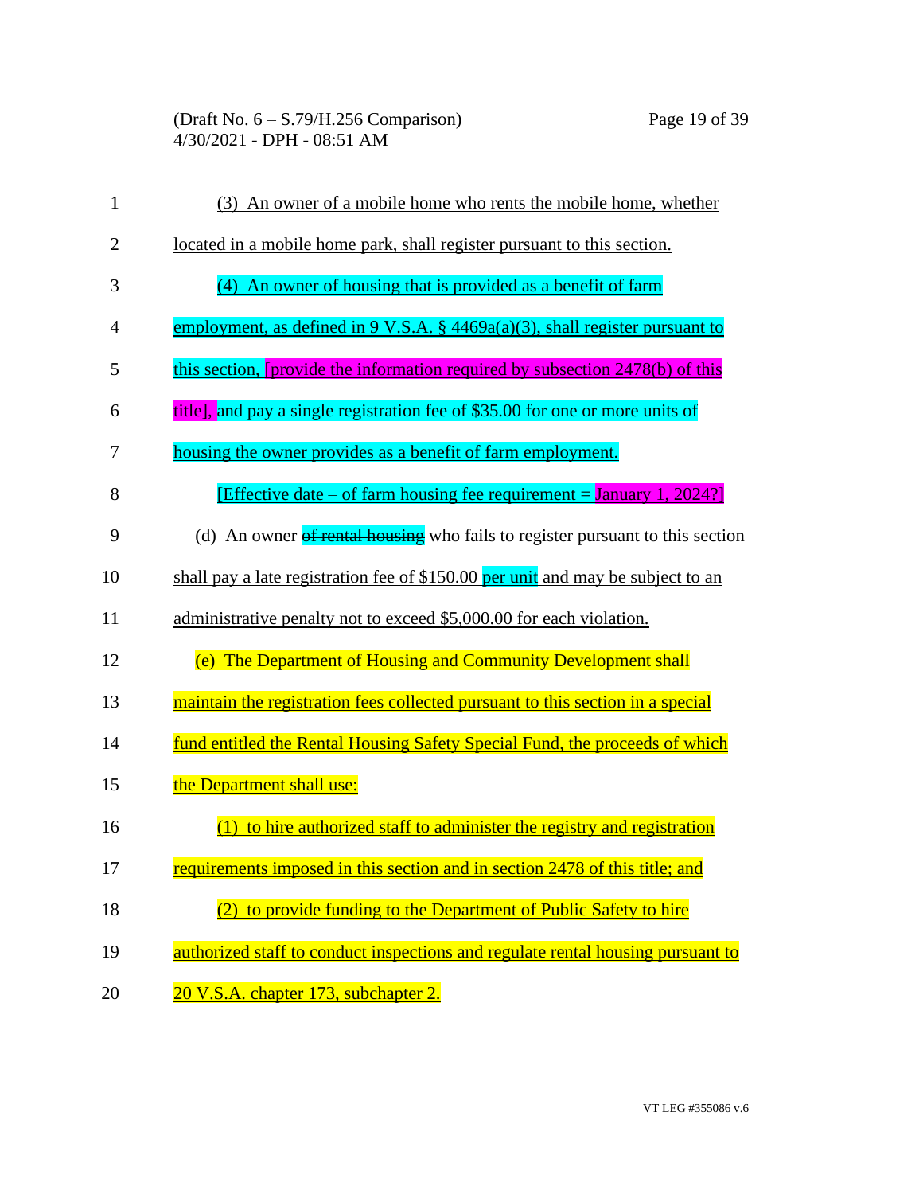(3) An owner of a mobile home who rents the mobile home, whether located in a mobile home park, shall register pursuant to this section.

(4) An owner of housing that is provided as a benefit of farm employment, as defined in 9 V.S.A. § 4469a(a)(3), shall register pursuant to this section, [provide the information required by subsection 2478(b) of this title], and pay a single registration fee of $35.00 for one or more units of housing the owner provides as a benefit of farm employment.

[Effective date – of farm housing fee requirement = January 1, 2024?]

(d) An owner ~~of rental housing~~ who fails to register pursuant to this section shall pay a late registration fee of $150.00 per unit and may be subject to an administrative penalty not to exceed $5,000.00 for each violation.

(e) The Department of Housing and Community Development shall maintain the registration fees collected pursuant to this section in a special fund entitled the Rental Housing Safety Special Fund, the proceeds of which the Department shall use:

(1) to hire authorized staff to administer the registry and registration requirements imposed in this section and in section 2478 of this title; and

(2) to provide funding to the Department of Public Safety to hire authorized staff to conduct inspections and regulate rental housing pursuant to 20 V.S.A. chapter 173, subchapter 2.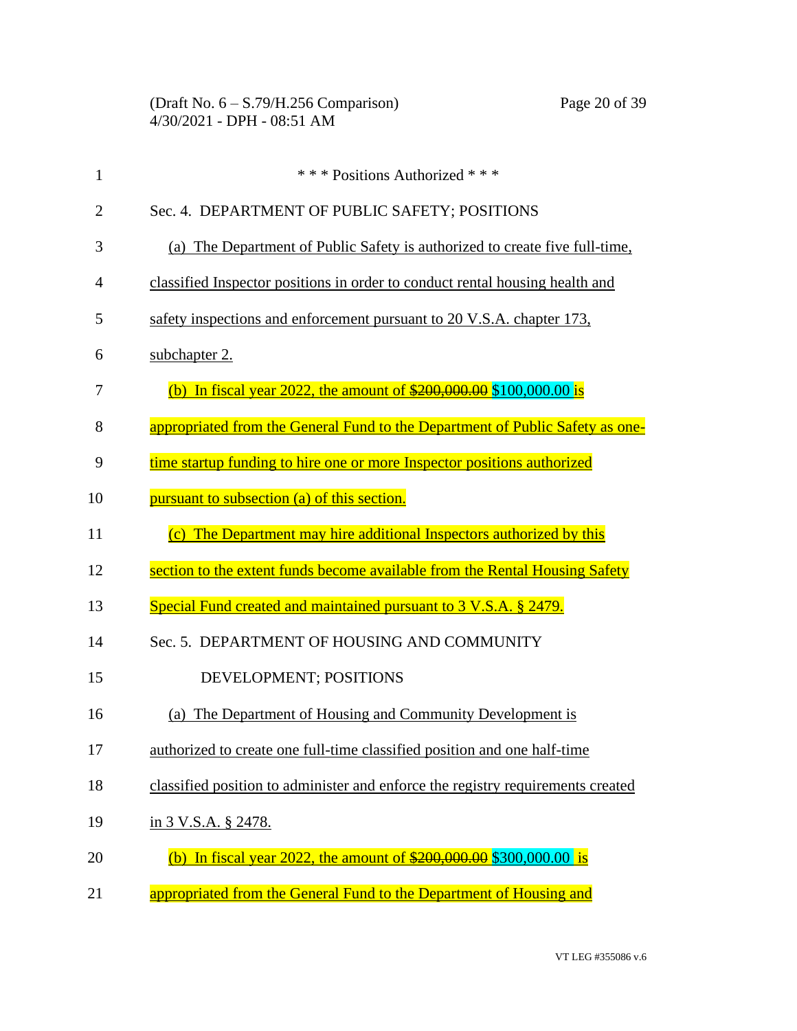\* \* \* Positions Authorized \* \* \*

Sec. 4. DEPARTMENT OF PUBLIC SAFETY; POSITIONS

(a) The Department of Public Safety is authorized to create five full-time, classified Inspector positions in order to conduct rental housing health and safety inspections and enforcement pursuant to 20 V.S.A. chapter 173, subchapter 2.

(b) In fiscal year 2022, the amount of ~~$200,000.00~~ $100,000.00 is appropriated from the General Fund to the Department of Public Safety as one-time startup funding to hire one or more Inspector positions authorized pursuant to subsection (a) of this section.

(c) The Department may hire additional Inspectors authorized by this section to the extent funds become available from the Rental Housing Safety Special Fund created and maintained pursuant to 3 V.S.A. § 2479.

Sec. 5. DEPARTMENT OF HOUSING AND COMMUNITY DEVELOPMENT; POSITIONS

(a) The Department of Housing and Community Development is authorized to create one full-time classified position and one half-time classified position to administer and enforce the registry requirements created in 3 V.S.A. § 2478.

(b) In fiscal year 2022, the amount of ~~$200,000.00~~ $300,000.00 is appropriated from the General Fund to the Department of Housing and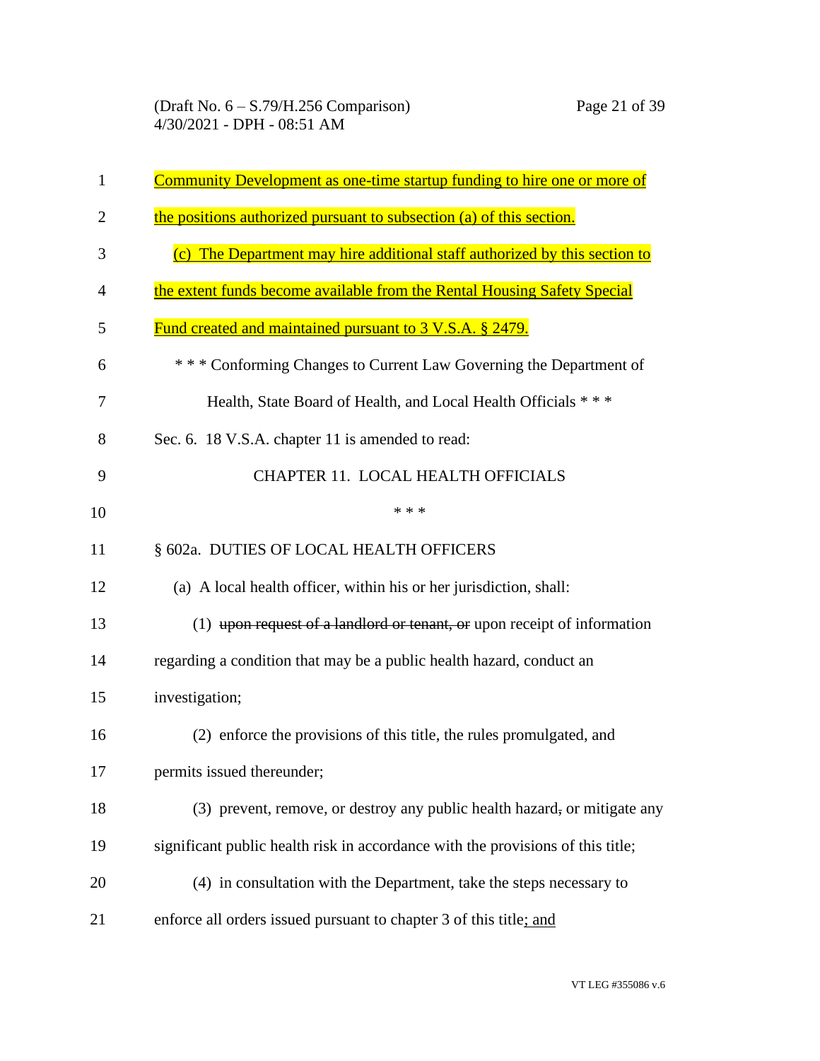Community Development as one-time startup funding to hire one or more of the positions authorized pursuant to subsection (a) of this section.

(c) The Department may hire additional staff authorized by this section to the extent funds become available from the Rental Housing Safety Special Fund created and maintained pursuant to 3 V.S.A. § 2479.

\* \* \* Conforming Changes to Current Law Governing the Department of Health, State Board of Health, and Local Health Officials \* \* \*

Sec. 6. 18 V.S.A. chapter 11 is amended to read:

CHAPTER 11. LOCAL HEALTH OFFICIALS

\* \* \*

§ 602a. DUTIES OF LOCAL HEALTH OFFICERS

(a) A local health officer, within his or her jurisdiction, shall:

(1) ~~upon request of a landlord or tenant, or~~ upon receipt of information regarding a condition that may be a public health hazard, conduct an investigation;

(2) enforce the provisions of this title, the rules promulgated, and permits issued thereunder;

(3) prevent, remove, or destroy any public health hazard~~,~~ or mitigate any significant public health risk in accordance with the provisions of this title;

(4) in consultation with the Department, take the steps necessary to enforce all orders issued pursuant to chapter 3 of this title; and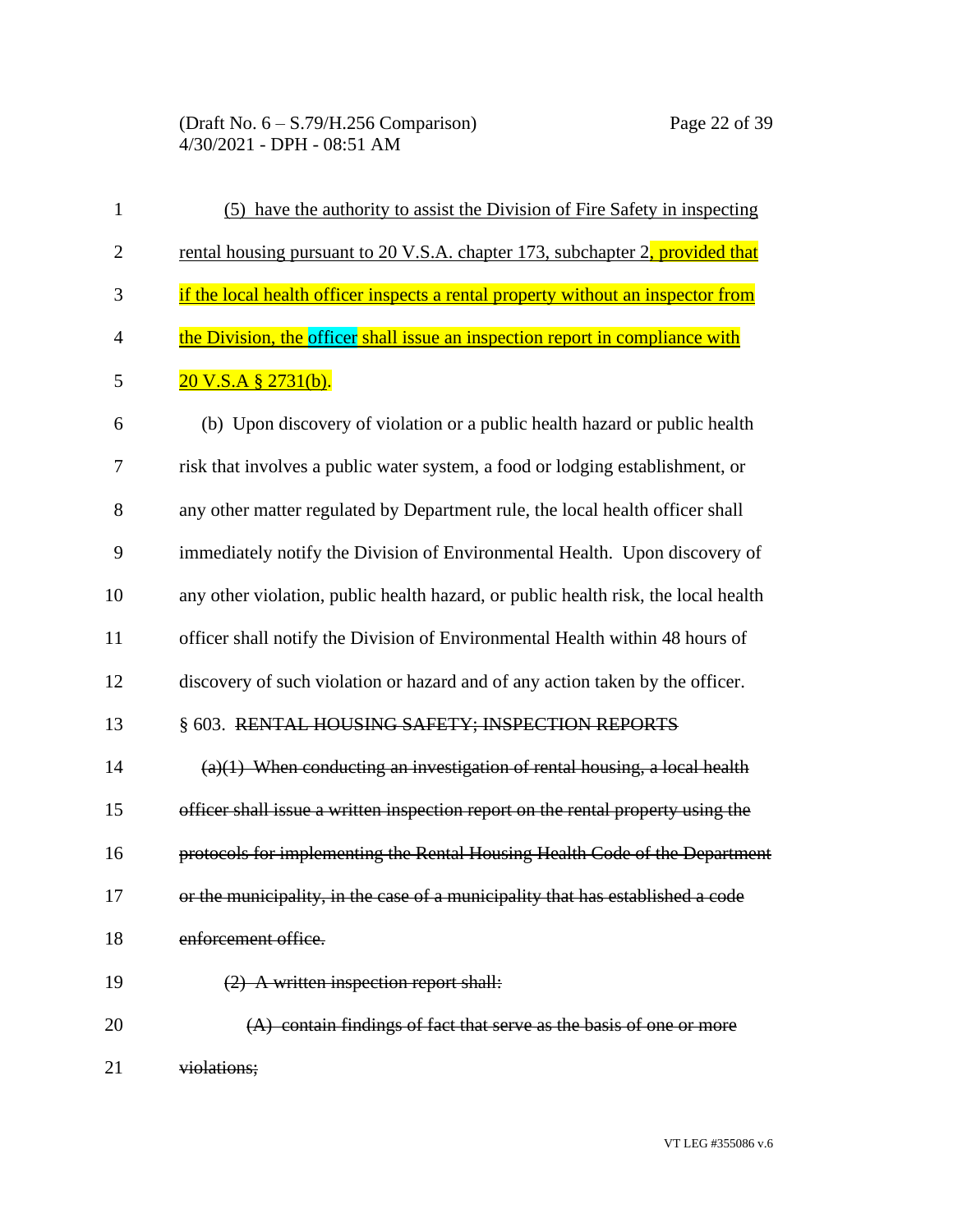(5) have the authority to assist the Division of Fire Safety in inspecting rental housing pursuant to 20 V.S.A. chapter 173, subchapter 2, provided that if the local health officer inspects a rental property without an inspector from the Division, the officer shall issue an inspection report in compliance with 20 V.S.A § 2731(b).

(b) Upon discovery of violation or a public health hazard or public health risk that involves a public water system, a food or lodging establishment, or any other matter regulated by Department rule, the local health officer shall immediately notify the Division of Environmental Health. Upon discovery of any other violation, public health hazard, or public health risk, the local health officer shall notify the Division of Environmental Health within 48 hours of discovery of such violation or hazard and of any action taken by the officer.

§ 603. ~~RENTAL HOUSING SAFETY; INSPECTION REPORTS~~

~~(a)(1) When conducting an investigation of rental housing, a local health officer shall issue a written inspection report on the rental property using the protocols for implementing the Rental Housing Health Code of the Department or the municipality, in the case of a municipality that has established a code enforcement office.~~

~~(2) A written inspection report shall:~~

~~(A) contain findings of fact that serve as the basis of one or more violations;~~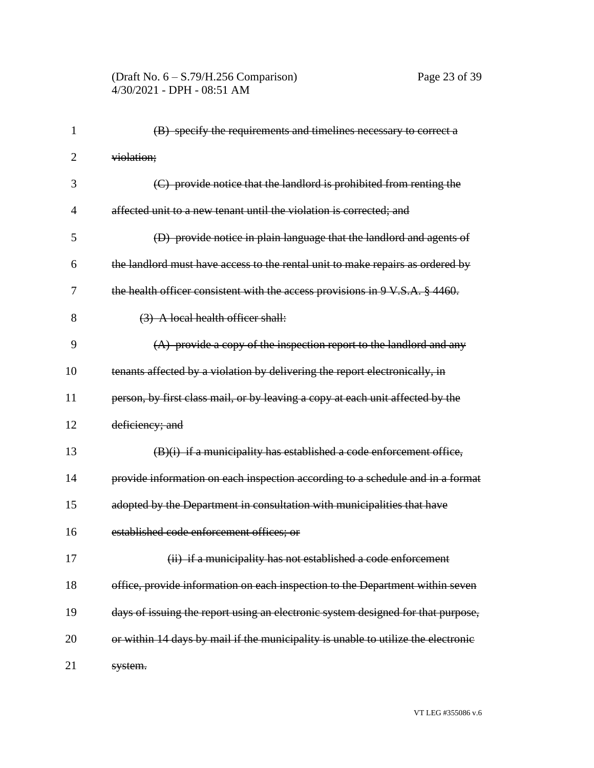~~(B) specify the requirements and timelines necessary to correct a violation;~~

~~(C) provide notice that the landlord is prohibited from renting the affected unit to a new tenant until the violation is corrected; and~~

~~(D) provide notice in plain language that the landlord and agents of the landlord must have access to the rental unit to make repairs as ordered by the health officer consistent with the access provisions in 9 V.S.A. § 4460.~~

~~(3) A local health officer shall:~~

~~(A) provide a copy of the inspection report to the landlord and any tenants affected by a violation by delivering the report electronically, in person, by first class mail, or by leaving a copy at each unit affected by the deficiency; and~~

~~(B)(i) if a municipality has established a code enforcement office, provide information on each inspection according to a schedule and in a format adopted by the Department in consultation with municipalities that have established code enforcement offices; or~~

~~(ii) if a municipality has not established a code enforcement office, provide information on each inspection to the Department within seven days of issuing the report using an electronic system designed for that purpose, or within 14 days by mail if the municipality is unable to utilize the electronic system.~~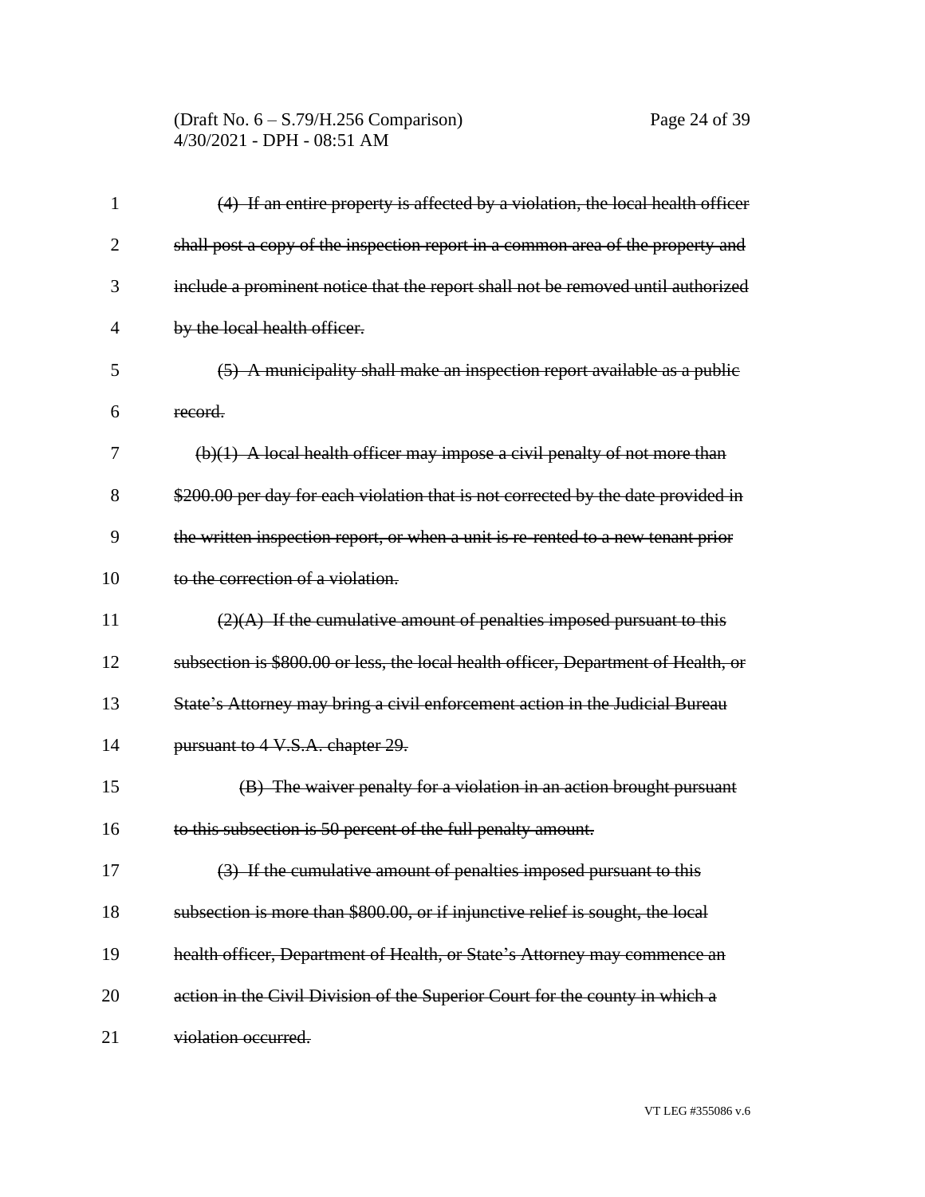~~(4) If an entire property is affected by a violation, the local health officer shall post a copy of the inspection report in a common area of the property and include a prominent notice that the report shall not be removed until authorized by the local health officer.~~

~~(5) A municipality shall make an inspection report available as a public record.~~

~~(b)(1) A local health officer may impose a civil penalty of not more than $200.00 per day for each violation that is not corrected by the date provided in the written inspection report, or when a unit is re-rented to a new tenant prior to the correction of a violation.~~

~~(2)(A) If the cumulative amount of penalties imposed pursuant to this subsection is $800.00 or less, the local health officer, Department of Health, or State's Attorney may bring a civil enforcement action in the Judicial Bureau pursuant to 4 V.S.A. chapter 29.~~

~~(B) The waiver penalty for a violation in an action brought pursuant to this subsection is 50 percent of the full penalty amount.~~

~~(3) If the cumulative amount of penalties imposed pursuant to this subsection is more than $800.00, or if injunctive relief is sought, the local health officer, Department of Health, or State's Attorney may commence an action in the Civil Division of the Superior Court for the county in which a violation occurred.~~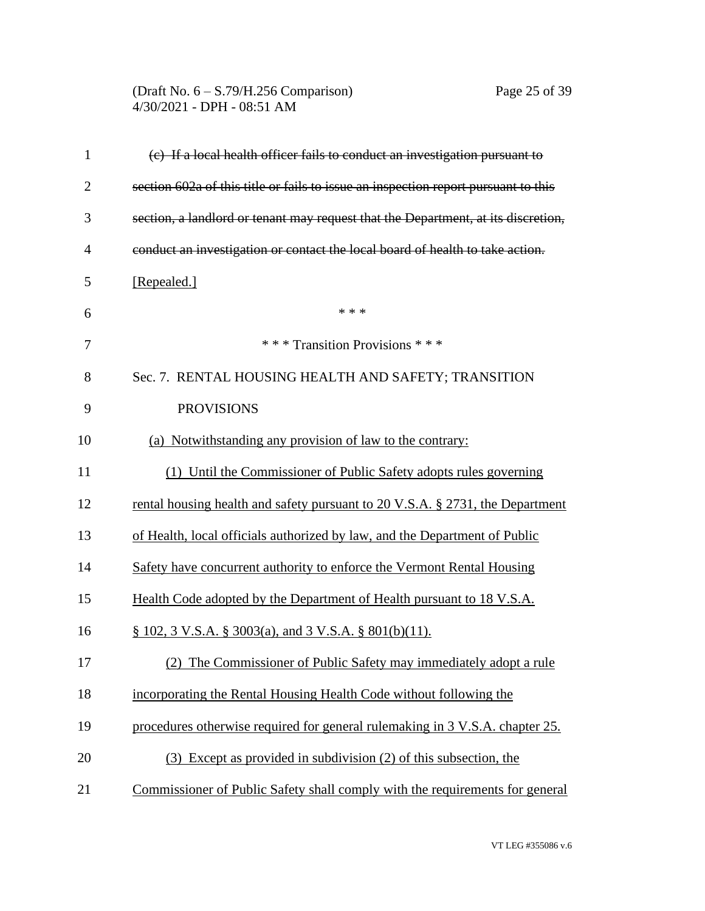~~(c) If a local health officer fails to conduct an investigation pursuant to section 602a of this title or fails to issue an inspection report pursuant to this section, a landlord or tenant may request that the Department, at its discretion, conduct an investigation or contact the local board of health to take action.~~ [Repealed.]

\* \* \*

\* \* \* Transition Provisions \* \* \*

Sec. 7. RENTAL HOUSING HEALTH AND SAFETY; TRANSITION PROVISIONS

<u>(a) Notwithstanding any provision of law to the contrary:</u>

<u>(1) Until the Commissioner of Public Safety adopts rules governing rental housing health and safety pursuant to 20 V.S.A. § 2731, the Department of Health, local officials authorized by law, and the Department of Public Safety have concurrent authority to enforce the Vermont Rental Housing Health Code adopted by the Department of Health pursuant to 18 V.S.A. § 102, 3 V.S.A. § 3003(a), and 3 V.S.A. § 801(b)(11).</u>

<u>(2) The Commissioner of Public Safety may immediately adopt a rule incorporating the Rental Housing Health Code without following the procedures otherwise required for general rulemaking in 3 V.S.A. chapter 25.</u>

<u>(3) Except as provided in subdivision (2) of this subsection, the Commissioner of Public Safety shall comply with the requirements for general</u>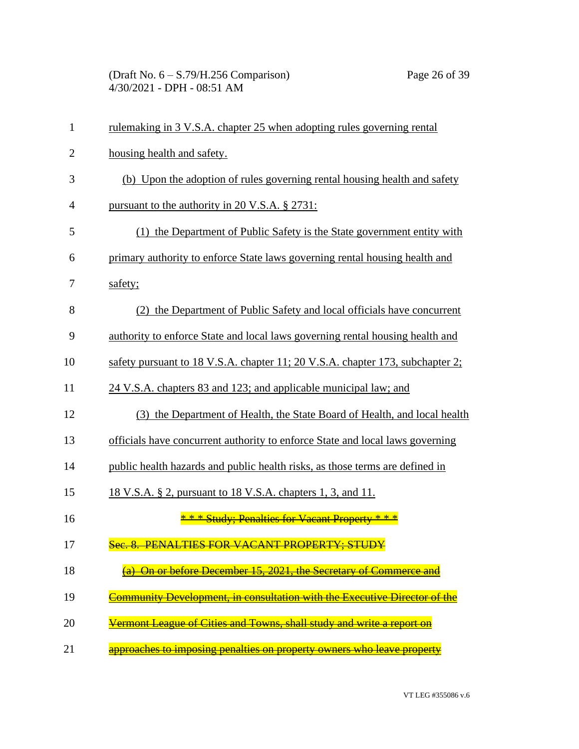rulemaking in 3 V.S.A. chapter 25 when adopting rules governing rental housing health and safety.

(b) Upon the adoption of rules governing rental housing health and safety pursuant to the authority in 20 V.S.A. § 2731:

(1) the Department of Public Safety is the State government entity with primary authority to enforce State laws governing rental housing health and safety;

(2) the Department of Public Safety and local officials have concurrent authority to enforce State and local laws governing rental housing health and safety pursuant to 18 V.S.A. chapter 11; 20 V.S.A. chapter 173, subchapter 2; 24 V.S.A. chapters 83 and 123; and applicable municipal law; and

(3) the Department of Health, the State Board of Health, and local health officials have concurrent authority to enforce State and local laws governing public health hazards and public health risks, as those terms are defined in 18 V.S.A. § 2, pursuant to 18 V.S.A. chapters 1, 3, and 11.

~~\* \* \* Study; Penalties for Vacant Property \* \* \*~~

~~Sec. 8. PENALTIES FOR VACANT PROPERTY; STUDY~~

~~(a) On or before December 15, 2021, the Secretary of Commerce and Community Development, in consultation with the Executive Director of the Vermont League of Cities and Towns, shall study and write a report on approaches to imposing penalties on property owners who leave property~~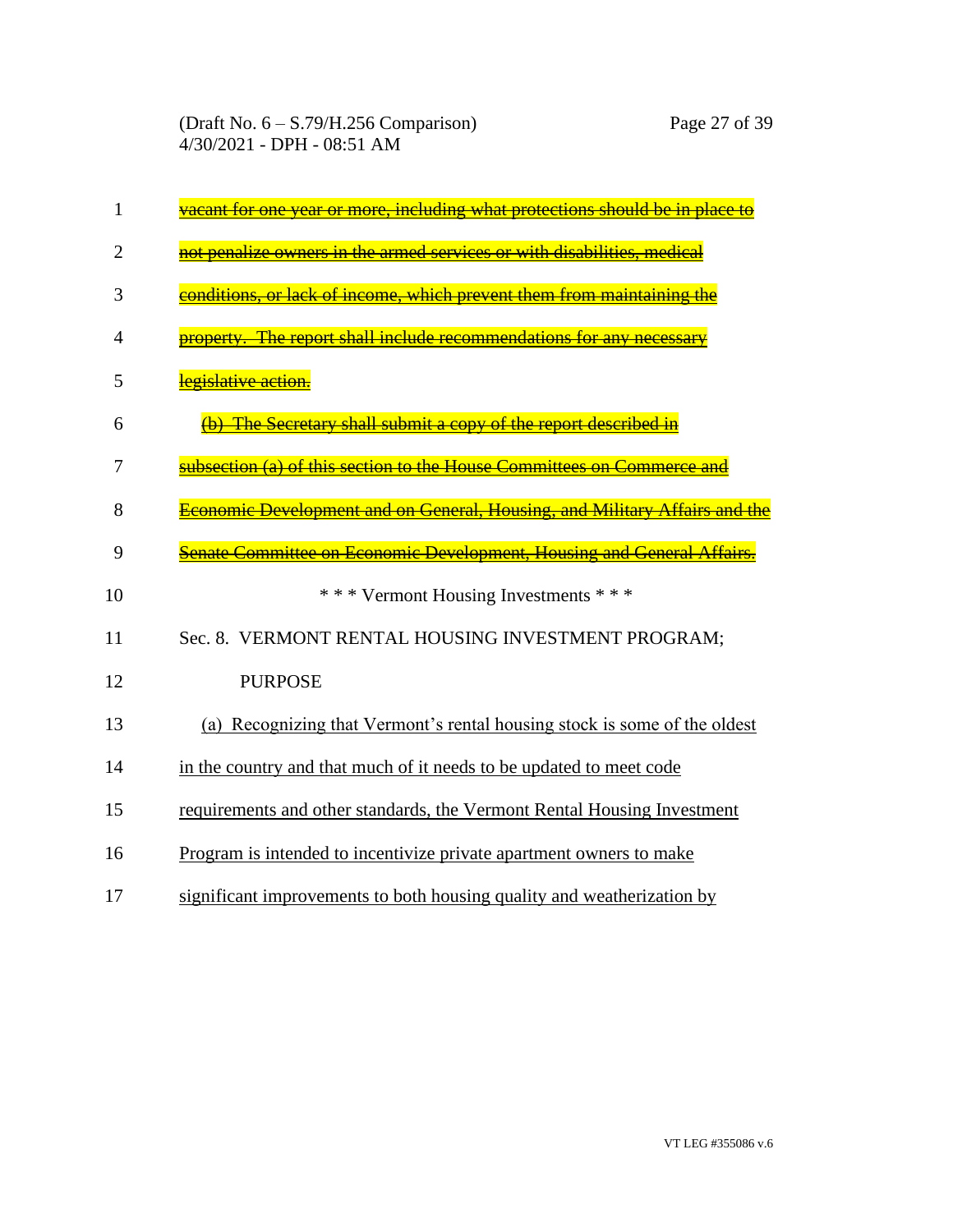~~vacant for one year or more, including what protections should be in place to not penalize owners in the armed services or with disabilities, medical conditions, or lack of income, which prevent them from maintaining the property. The report shall include recommendations for any necessary legislative action.~~

~~(b) The Secretary shall submit a copy of the report described in subsection (a) of this section to the House Committees on Commerce and Economic Development and on General, Housing, and Military Affairs and the Senate Committee on Economic Development, Housing and General Affairs.~~

\* \* \* Vermont Housing Investments \* \* \*

Sec. 8. VERMONT RENTAL HOUSING INVESTMENT PROGRAM; PURPOSE

<u>(a) Recognizing that Vermont's rental housing stock is some of the oldest in the country and that much of it needs to be updated to meet code requirements and other standards, the Vermont Rental Housing Investment Program is intended to incentivize private apartment owners to make significant improvements to both housing quality and weatherization by</u>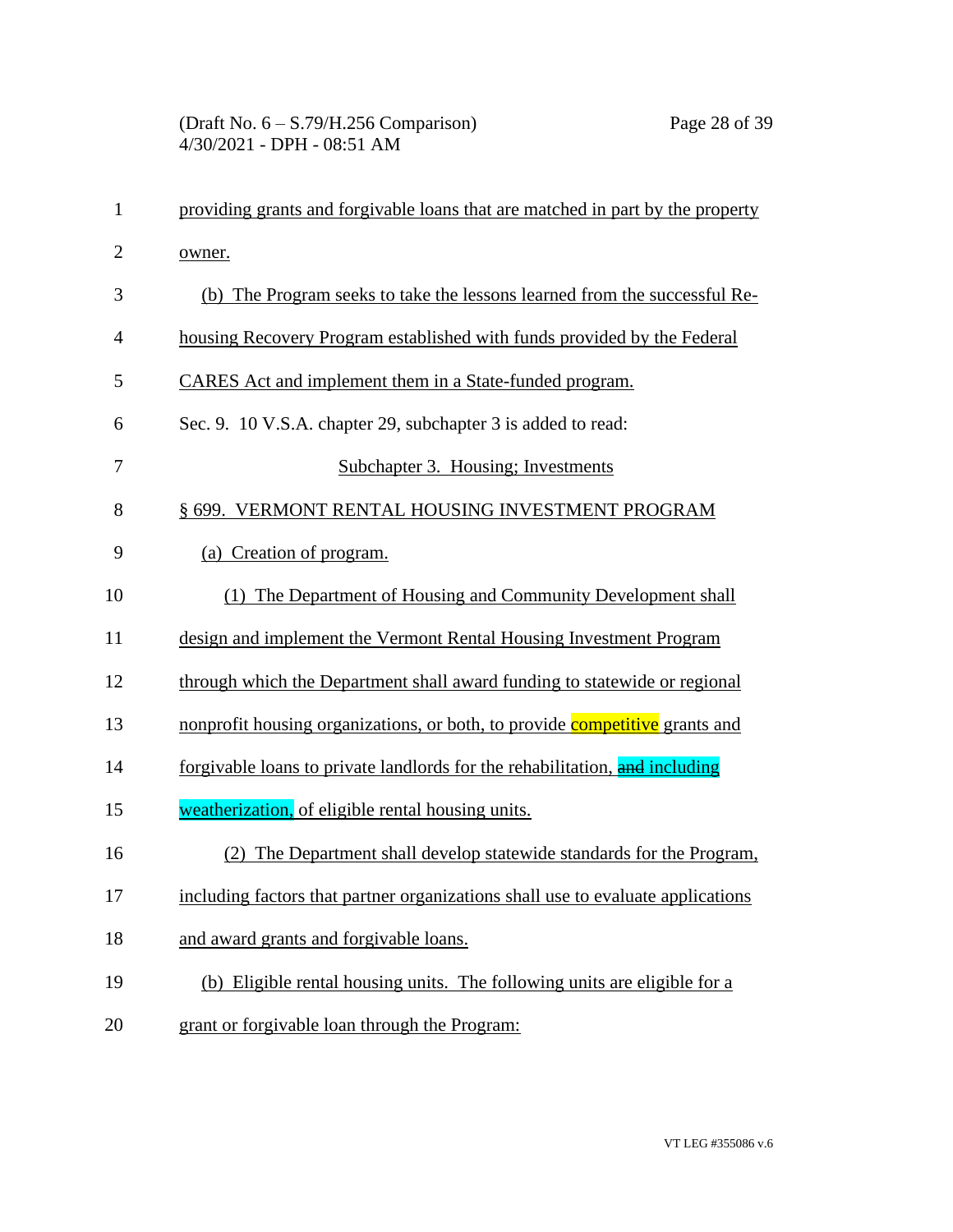providing grants and forgivable loans that are matched in part by the property owner.

(b) The Program seeks to take the lessons learned from the successful Re-housing Recovery Program established with funds provided by the Federal CARES Act and implement them in a State-funded program.

Sec. 9. 10 V.S.A. chapter 29, subchapter 3 is added to read:

Subchapter 3. Housing; Investments

§ 699. VERMONT RENTAL HOUSING INVESTMENT PROGRAM

(a) Creation of program.

(1) The Department of Housing and Community Development shall design and implement the Vermont Rental Housing Investment Program through which the Department shall award funding to statewide or regional nonprofit housing organizations, or both, to provide competitive grants and forgivable loans to private landlords for the rehabilitation, ~~and~~ including weatherization, of eligible rental housing units.

(2) The Department shall develop statewide standards for the Program, including factors that partner organizations shall use to evaluate applications and award grants and forgivable loans.

(b) Eligible rental housing units. The following units are eligible for a grant or forgivable loan through the Program: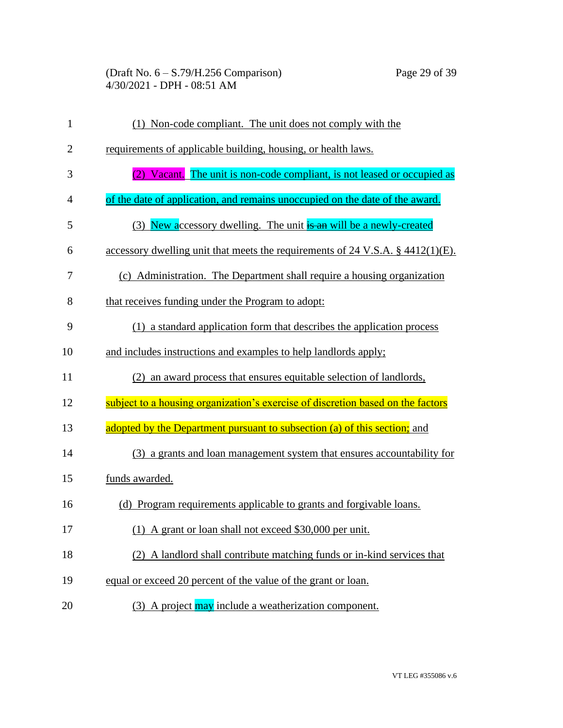(1) Non-code compliant. The unit does not comply with the requirements of applicable building, housing, or health laws.

(2) Vacant. The unit is non-code compliant, is not leased or occupied as of the date of application, and remains unoccupied on the date of the award.

(3) New accessory dwelling. The unit ~~is an~~ will be a newly-created accessory dwelling unit that meets the requirements of 24 V.S.A. § 4412(1)(E).

(c) Administration. The Department shall require a housing organization that receives funding under the Program to adopt:

(1) a standard application form that describes the application process and includes instructions and examples to help landlords apply;

(2) an award process that ensures equitable selection of landlords, subject to a housing organization's exercise of discretion based on the factors adopted by the Department pursuant to subsection (a) of this section; and

(3) a grants and loan management system that ensures accountability for funds awarded.

(d) Program requirements applicable to grants and forgivable loans.

(1) A grant or loan shall not exceed $30,000 per unit.

(2) A landlord shall contribute matching funds or in-kind services that equal or exceed 20 percent of the value of the grant or loan.

(3) A project may include a weatherization component.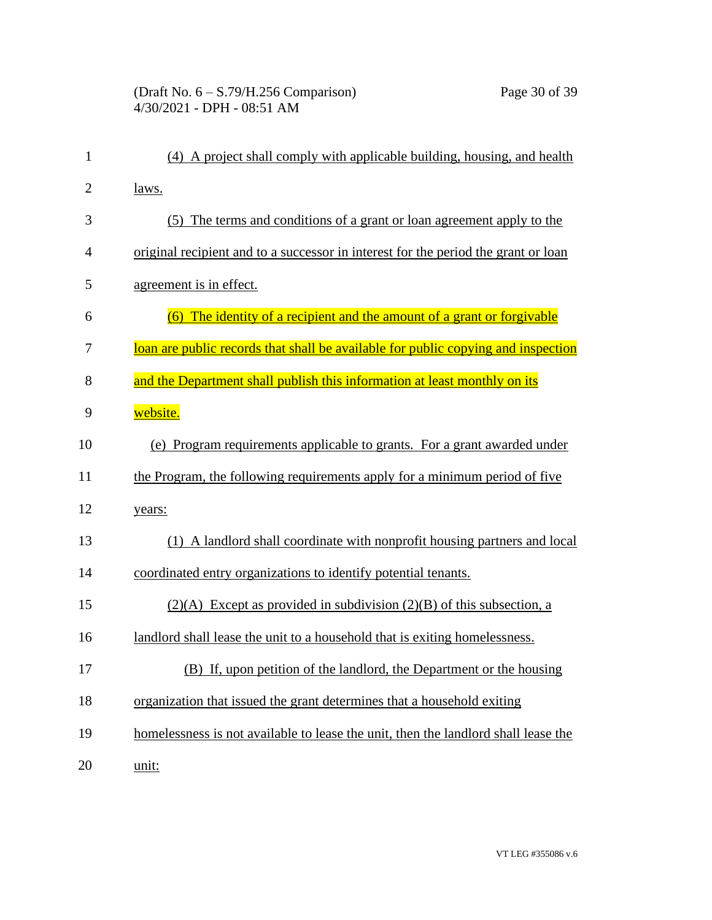(4) A project shall comply with applicable building, housing, and health laws.

(5) The terms and conditions of a grant or loan agreement apply to the original recipient and to a successor in interest for the period the grant or loan agreement is in effect.

(6) The identity of a recipient and the amount of a grant or forgivable loan are public records that shall be available for public copying and inspection and the Department shall publish this information at least monthly on its website.

(e) Program requirements applicable to grants. For a grant awarded under the Program, the following requirements apply for a minimum period of five years:

(1) A landlord shall coordinate with nonprofit housing partners and local coordinated entry organizations to identify potential tenants.

(2)(A) Except as provided in subdivision (2)(B) of this subsection, a landlord shall lease the unit to a household that is exiting homelessness.

(B) If, upon petition of the landlord, the Department or the housing organization that issued the grant determines that a household exiting homelessness is not available to lease the unit, then the landlord shall lease the unit: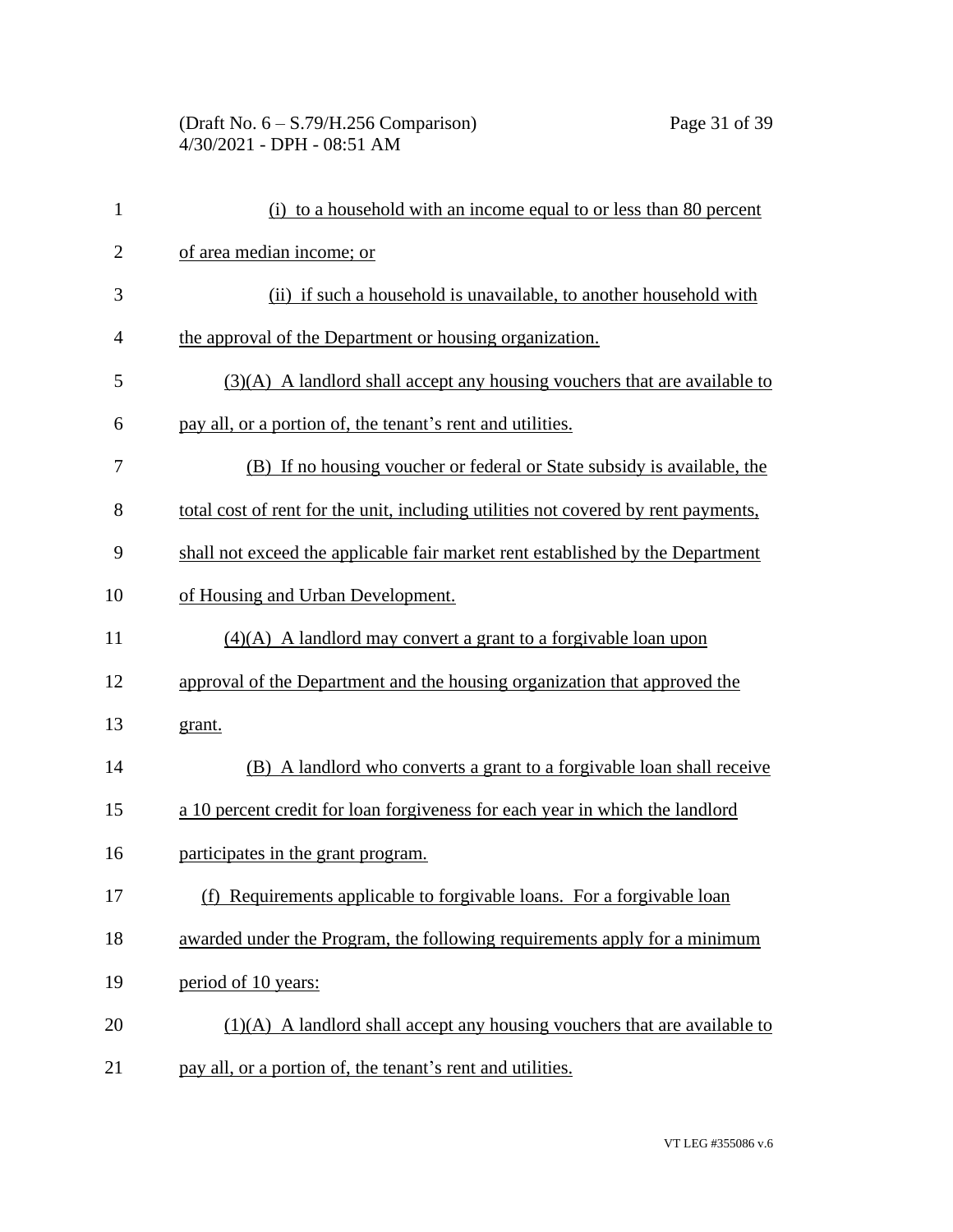(i) to a household with an income equal to or less than 80 percent of area median income; or

(ii) if such a household is unavailable, to another household with the approval of the Department or housing organization.

(3)(A) A landlord shall accept any housing vouchers that are available to pay all, or a portion of, the tenant's rent and utilities.

(B) If no housing voucher or federal or State subsidy is available, the total cost of rent for the unit, including utilities not covered by rent payments, shall not exceed the applicable fair market rent established by the Department of Housing and Urban Development.

(4)(A) A landlord may convert a grant to a forgivable loan upon approval of the Department and the housing organization that approved the grant.

(B) A landlord who converts a grant to a forgivable loan shall receive a 10 percent credit for loan forgiveness for each year in which the landlord participates in the grant program.

(f) Requirements applicable to forgivable loans. For a forgivable loan awarded under the Program, the following requirements apply for a minimum period of 10 years:

(1)(A) A landlord shall accept any housing vouchers that are available to pay all, or a portion of, the tenant's rent and utilities.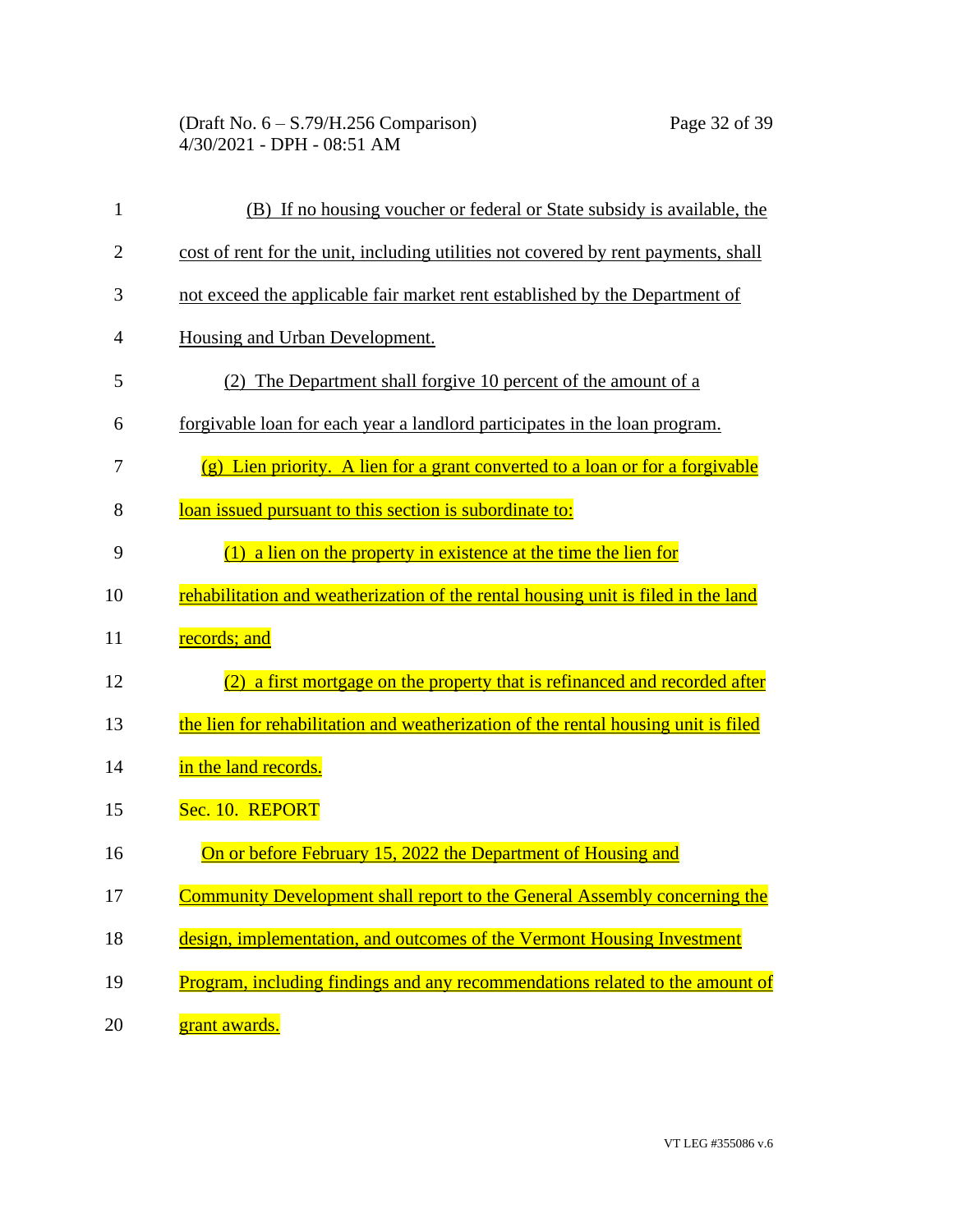(B) If no housing voucher or federal or State subsidy is available, the cost of rent for the unit, including utilities not covered by rent payments, shall not exceed the applicable fair market rent established by the Department of Housing and Urban Development.

(2) The Department shall forgive 10 percent of the amount of a forgivable loan for each year a landlord participates in the loan program.

(g) Lien priority. A lien for a grant converted to a loan or for a forgivable loan issued pursuant to this section is subordinate to:

(1) a lien on the property in existence at the time the lien for rehabilitation and weatherization of the rental housing unit is filed in the land records; and

(2) a first mortgage on the property that is refinanced and recorded after the lien for rehabilitation and weatherization of the rental housing unit is filed in the land records.

Sec. 10. REPORT

On or before February 15, 2022 the Department of Housing and Community Development shall report to the General Assembly concerning the design, implementation, and outcomes of the Vermont Housing Investment Program, including findings and any recommendations related to the amount of grant awards.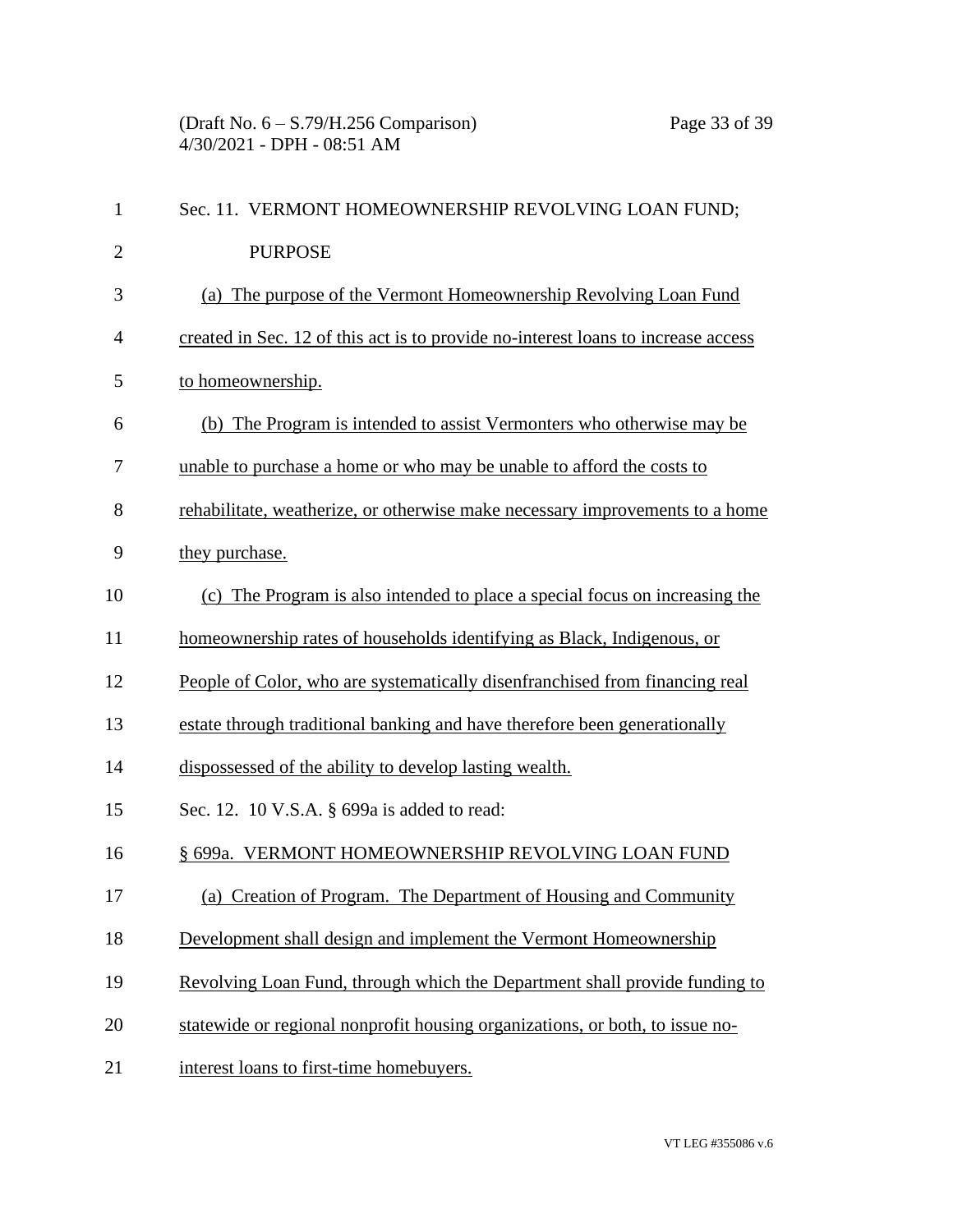Sec. 11. VERMONT HOMEOWNERSHIP REVOLVING LOAN FUND; PURPOSE

(a) The purpose of the Vermont Homeownership Revolving Loan Fund created in Sec. 12 of this act is to provide no-interest loans to increase access to homeownership.

(b) The Program is intended to assist Vermonters who otherwise may be unable to purchase a home or who may be unable to afford the costs to rehabilitate, weatherize, or otherwise make necessary improvements to a home they purchase.

(c) The Program is also intended to place a special focus on increasing the homeownership rates of households identifying as Black, Indigenous, or People of Color, who are systematically disenfranchised from financing real estate through traditional banking and have therefore been generationally dispossessed of the ability to develop lasting wealth.

Sec. 12. 10 V.S.A. § 699a is added to read:

§ 699a. VERMONT HOMEOWNERSHIP REVOLVING LOAN FUND

(a) Creation of Program. The Department of Housing and Community Development shall design and implement the Vermont Homeownership Revolving Loan Fund, through which the Department shall provide funding to statewide or regional nonprofit housing organizations, or both, to issue no-interest loans to first-time homebuyers.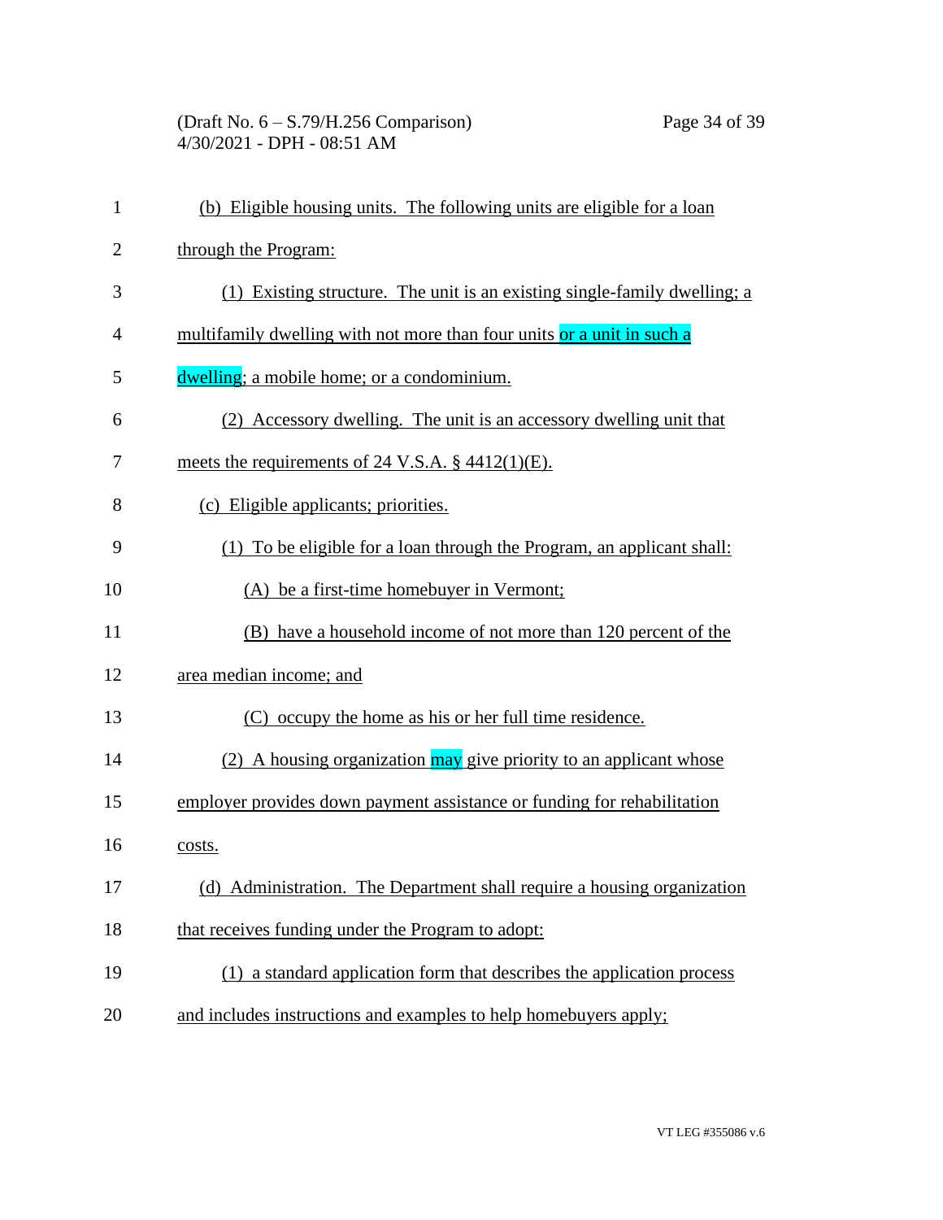(b) Eligible housing units. The following units are eligible for a loan through the Program:

(1) Existing structure. The unit is an existing single-family dwelling; a multifamily dwelling with not more than four units or a unit in such a dwelling; a mobile home; or a condominium.

(2) Accessory dwelling. The unit is an accessory dwelling unit that meets the requirements of 24 V.S.A. § 4412(1)(E).

(c) Eligible applicants; priorities.

(1) To be eligible for a loan through the Program, an applicant shall:

(A) be a first-time homebuyer in Vermont;

(B) have a household income of not more than 120 percent of the area median income; and

(C) occupy the home as his or her full time residence.

(2) A housing organization may give priority to an applicant whose employer provides down payment assistance or funding for rehabilitation costs.

(d) Administration. The Department shall require a housing organization that receives funding under the Program to adopt:

(1) a standard application form that describes the application process and includes instructions and examples to help homebuyers apply;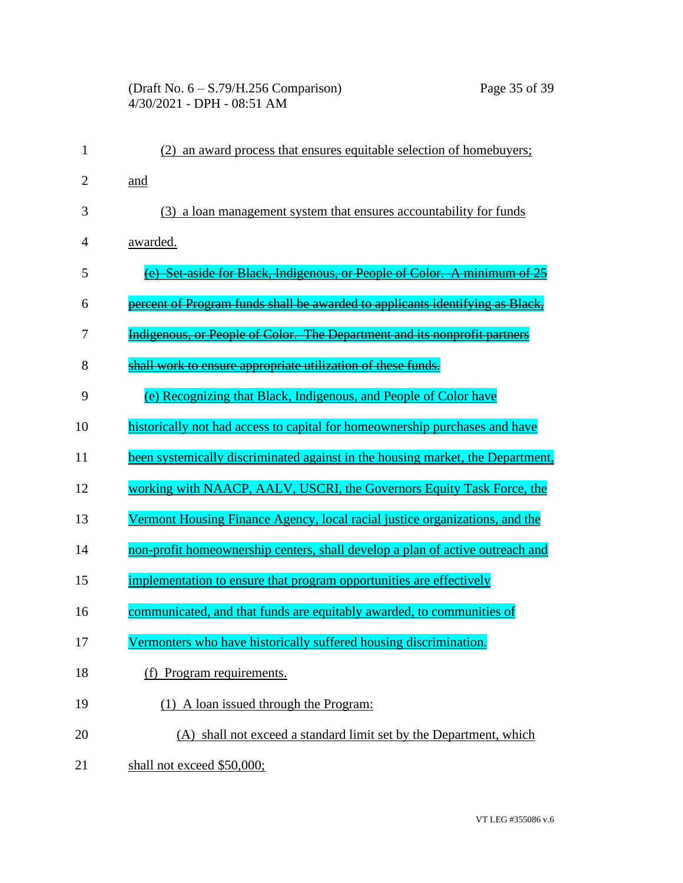(2) an award process that ensures equitable selection of homebuyers; and

(3) a loan management system that ensures accountability for funds awarded.

~~(e) Set-aside for Black, Indigenous, or People of Color. A minimum of 25 percent of Program funds shall be awarded to applicants identifying as Black, Indigenous, or People of Color. The Department and its nonprofit partners shall work to ensure appropriate utilization of these funds.~~

(e) Recognizing that Black, Indigenous, and People of Color have historically not had access to capital for homeownership purchases and have been systemically discriminated against in the housing market, the Department, working with NAACP, AALV, USCRI, the Governors Equity Task Force, the Vermont Housing Finance Agency, local racial justice organizations, and the non-profit homeownership centers, shall develop a plan of active outreach and implementation to ensure that program opportunities are effectively communicated, and that funds are equitably awarded, to communities of Vermonters who have historically suffered housing discrimination.

(f) Program requirements.

(1) A loan issued through the Program:

(A) shall not exceed a standard limit set by the Department, which shall not exceed $50,000;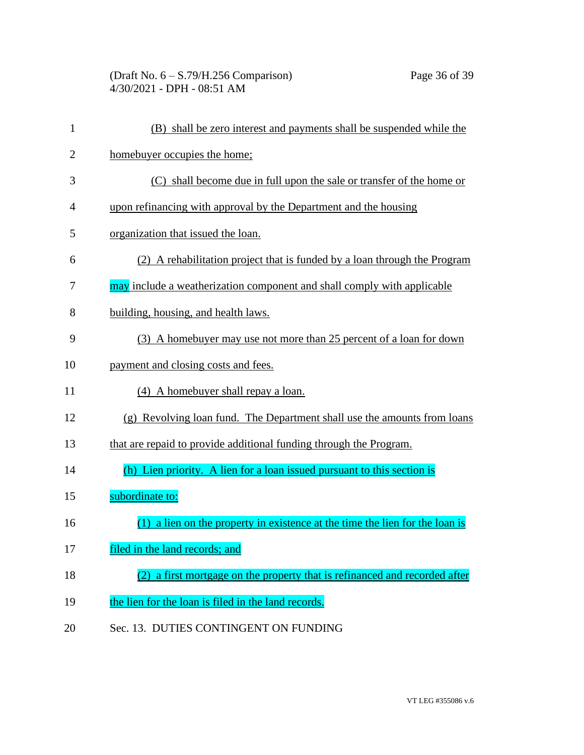(B) shall be zero interest and payments shall be suspended while the homebuyer occupies the home;

(C) shall become due in full upon the sale or transfer of the home or upon refinancing with approval by the Department and the housing organization that issued the loan.

(2) A rehabilitation project that is funded by a loan through the Program may include a weatherization component and shall comply with applicable building, housing, and health laws.

(3) A homebuyer may use not more than 25 percent of a loan for down payment and closing costs and fees.

(4) A homebuyer shall repay a loan.

(g) Revolving loan fund. The Department shall use the amounts from loans that are repaid to provide additional funding through the Program.

(h) Lien priority. A lien for a loan issued pursuant to this section is subordinate to:

(1) a lien on the property in existence at the time the lien for the loan is filed in the land records; and

(2) a first mortgage on the property that is refinanced and recorded after the lien for the loan is filed in the land records.

Sec. 13. DUTIES CONTINGENT ON FUNDING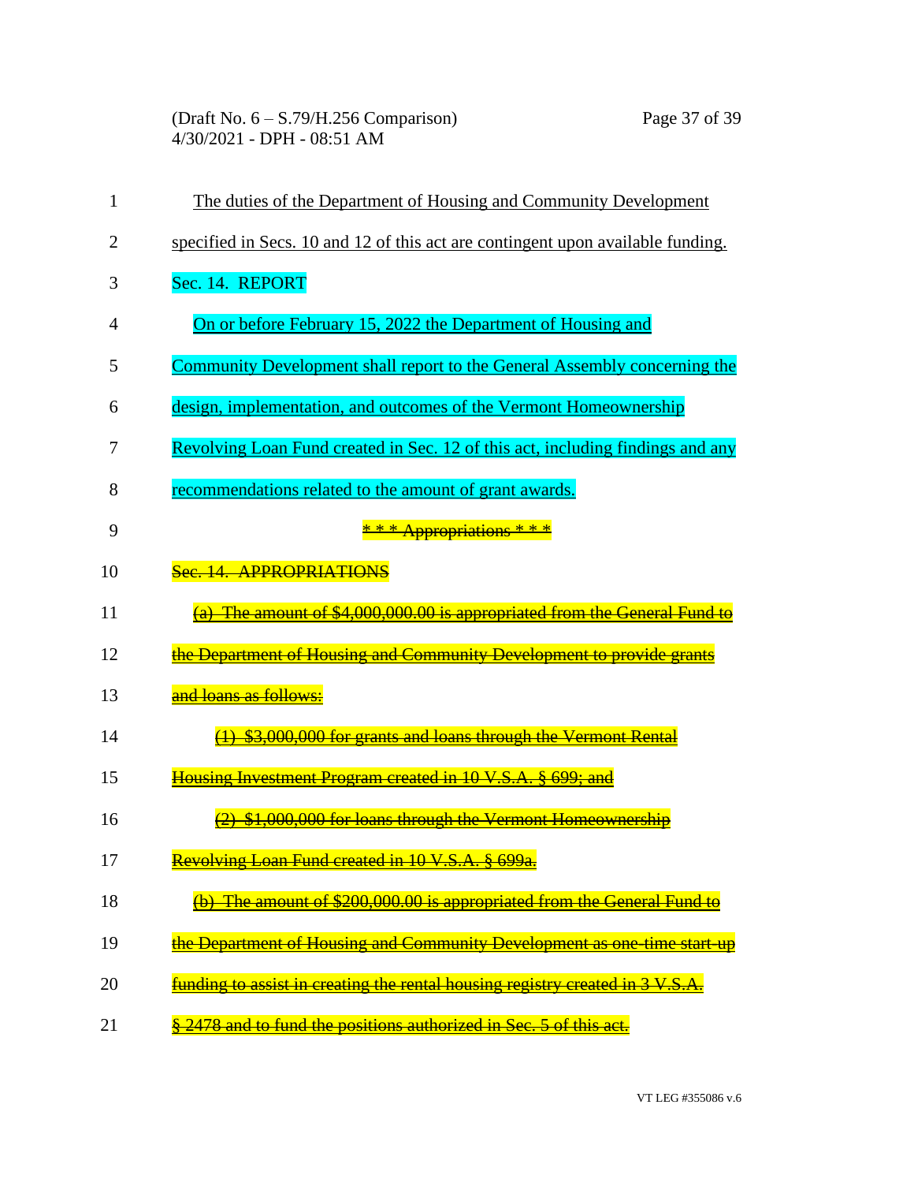The duties of the Department of Housing and Community Development specified in Secs. 10 and 12 of this act are contingent upon available funding.

Sec. 14. REPORT

On or before February 15, 2022 the Department of Housing and Community Development shall report to the General Assembly concerning the design, implementation, and outcomes of the Vermont Homeownership Revolving Loan Fund created in Sec. 12 of this act, including findings and any recommendations related to the amount of grant awards.

~~* * * Appropriations * * *~~

~~Sec. 14. APPROPRIATIONS~~

~~(a) The amount of $4,000,000.00 is appropriated from the General Fund to the Department of Housing and Community Development to provide grants and loans as follows:~~

~~(1) $3,000,000 for grants and loans through the Vermont Rental Housing Investment Program created in 10 V.S.A. § 699; and~~

~~(2) $1,000,000 for loans through the Vermont Homeownership Revolving Loan Fund created in 10 V.S.A. § 699a.~~

~~(b) The amount of $200,000.00 is appropriated from the General Fund to the Department of Housing and Community Development as one-time start-up funding to assist in creating the rental housing registry created in 3 V.S.A. § 2478 and to fund the positions authorized in Sec. 5 of this act.~~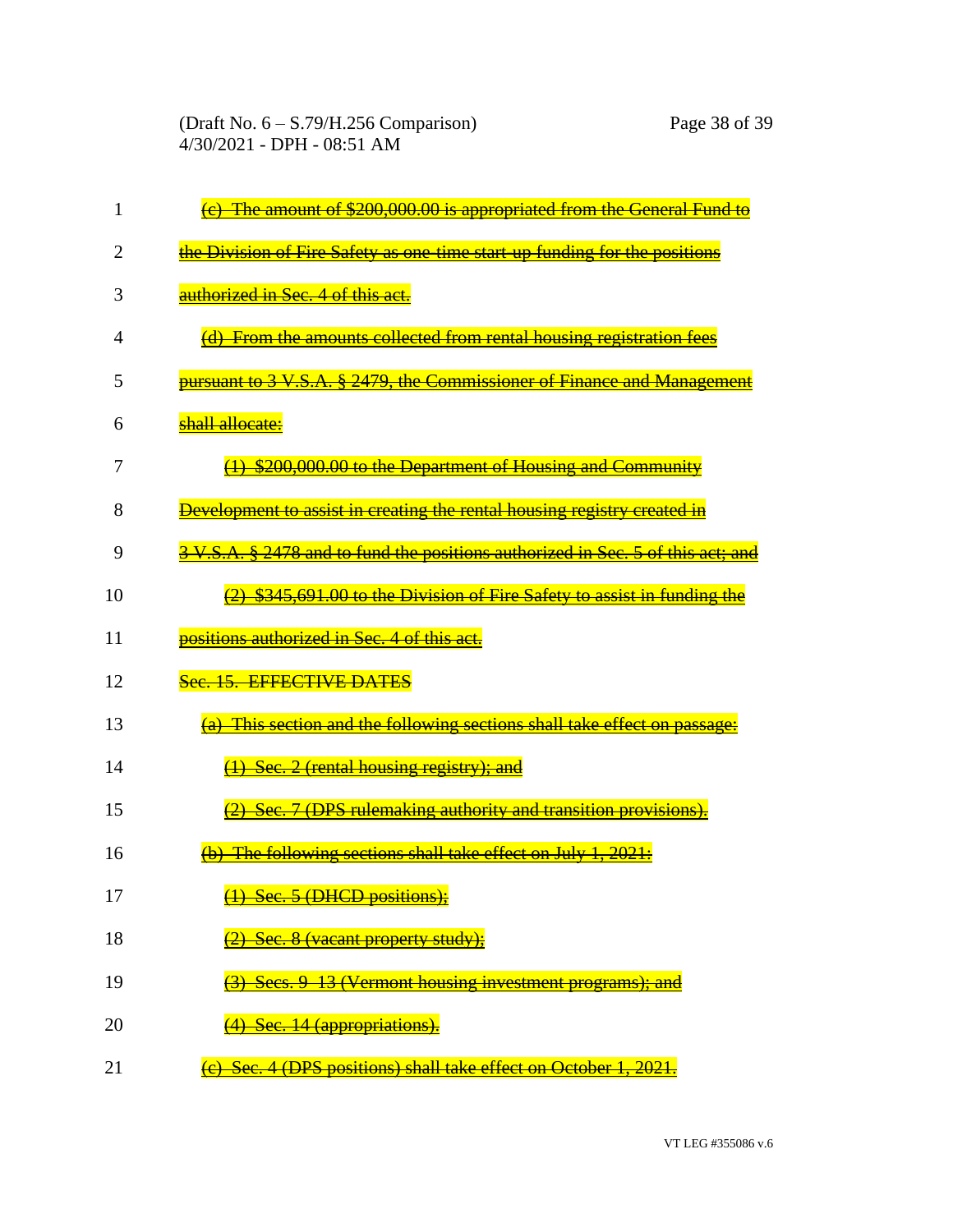(c) The amount of $200,000.00 is appropriated from the General Fund to the Division of Fire Safety as one-time start-up funding for the positions authorized in Sec. 4 of this act.

(d) From the amounts collected from rental housing registration fees pursuant to 3 V.S.A. § 2479, the Commissioner of Finance and Management shall allocate:

(1) $200,000.00 to the Department of Housing and Community Development to assist in creating the rental housing registry created in 3 V.S.A. § 2478 and to fund the positions authorized in Sec. 5 of this act; and

(2) $345,691.00 to the Division of Fire Safety to assist in funding the positions authorized in Sec. 4 of this act.

Sec. 15. EFFECTIVE DATES

(a) This section and the following sections shall take effect on passage:

(1) Sec. 2 (rental housing registry); and

(2) Sec. 7 (DPS rulemaking authority and transition provisions).

(b) The following sections shall take effect on July 1, 2021:

(1) Sec. 5 (DHCD positions);

(2) Sec. 8 (vacant property study);

(3) Secs. 9–13 (Vermont housing investment programs); and

(4) Sec. 14 (appropriations).

(c) Sec. 4 (DPS positions) shall take effect on October 1, 2021.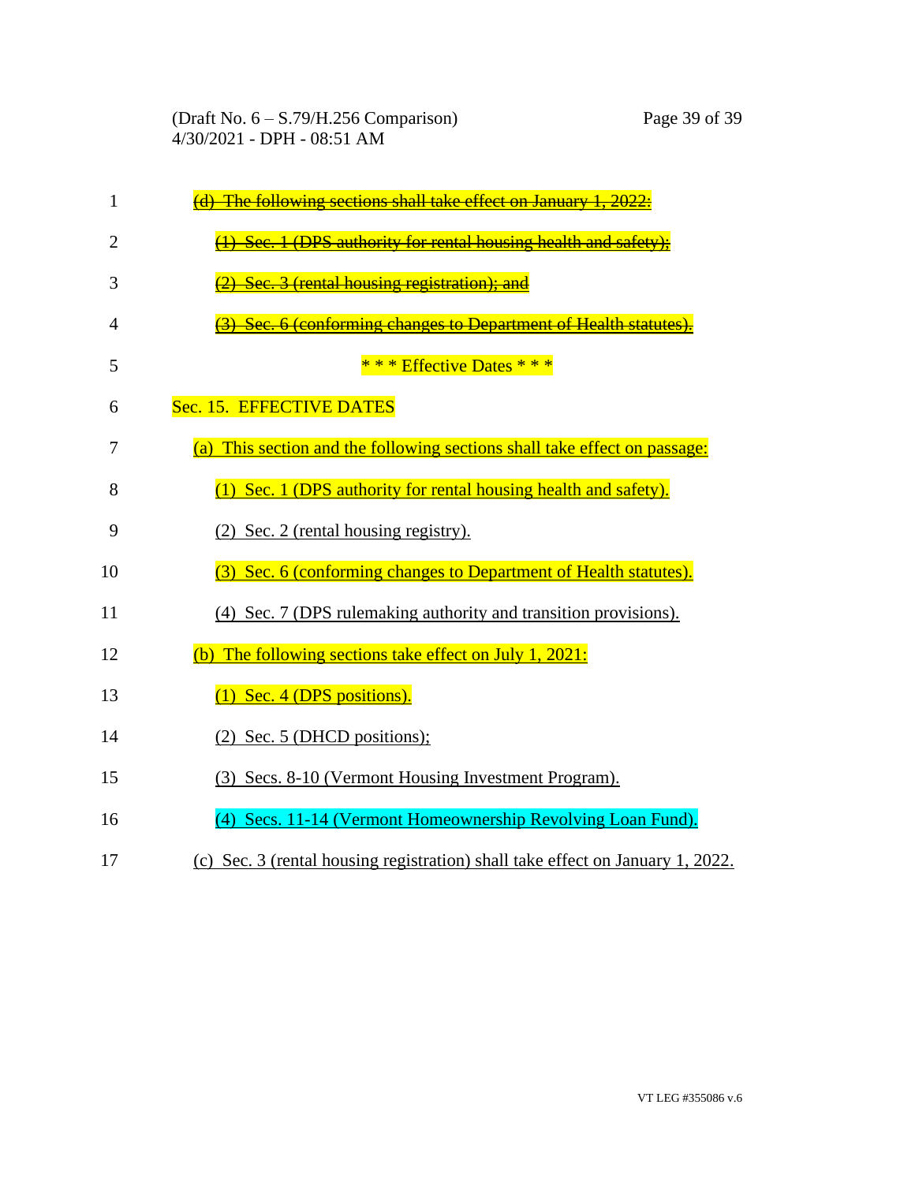~~(d) The following sections shall take effect on January 1, 2022:~~

~~(1) Sec. 1 (DPS authority for rental housing health and safety);~~

~~(2) Sec. 3 (rental housing registration); and~~

~~(3) Sec. 6 (conforming changes to Department of Health statutes).~~

\* \* \* Effective Dates \* \* \*

Sec. 15. EFFECTIVE DATES

(a) This section and the following sections shall take effect on passage:

(1) Sec. 1 (DPS authority for rental housing health and safety).

(2) Sec. 2 (rental housing registry).

(3) Sec. 6 (conforming changes to Department of Health statutes).

(4) Sec. 7 (DPS rulemaking authority and transition provisions).

(b) The following sections take effect on July 1, 2021:

(1) Sec. 4 (DPS positions).

(2) Sec. 5 (DHCD positions);

(3) Secs. 8-10 (Vermont Housing Investment Program).

(4) Secs. 11-14 (Vermont Homeownership Revolving Loan Fund).

(c) Sec. 3 (rental housing registration) shall take effect on January 1, 2022.